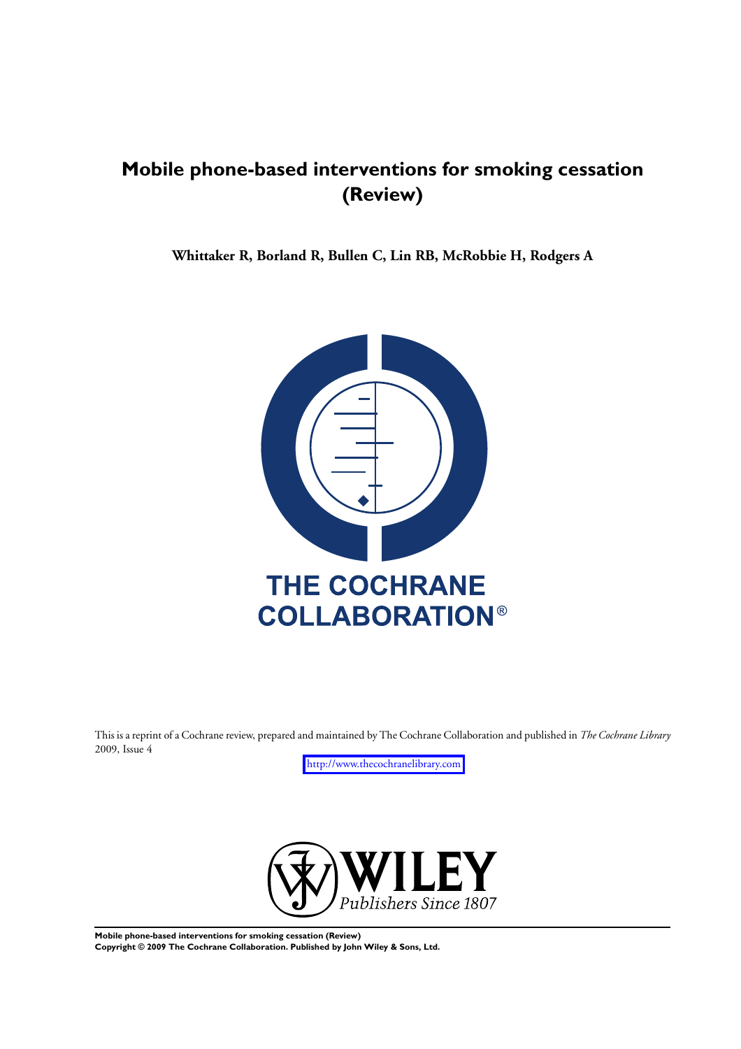# Mobile phone-based interventions for smoking cessation (Review)

**Whittaker R, Borland R, Bullen C, Lin RB, McRobbie H, Rodgers A**

THE COCHRANE COLLABORATION®

This is a reprint of a Cochrane review, prepared and maintained by The Cochrane Collaboration and published in *The Cochrane Library* 2009, Issue 4

http://www.thecochranelibrary.com

WILEY
*Publishers Since 1807*

**Mobile phone-based interventions for smoking cessation (Review)**
**Copyright © 2009 The Cochrane Collaboration. Published by John Wiley & Sons, Ltd.**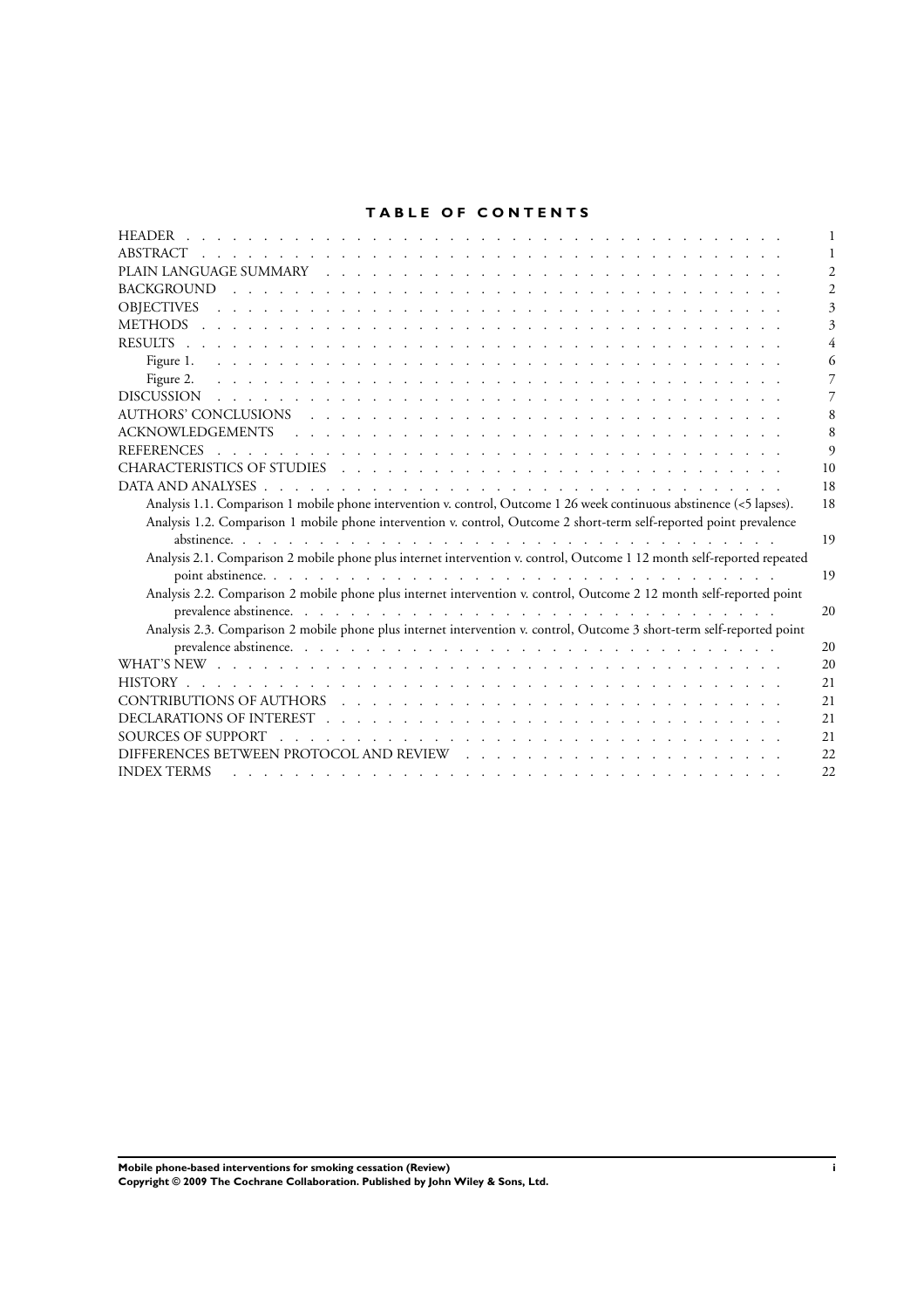# TABLE OF CONTENTS

| | |
|---|---|
| HEADER | 1 |
| ABSTRACT | 1 |
| PLAIN LANGUAGE SUMMARY | 2 |
| BACKGROUND | 2 |
| OBJECTIVES | 3 |
| METHODS | 3 |
| RESULTS | 4 |
| Figure 1. | 6 |
| Figure 2. | 7 |
| DISCUSSION | 7 |
| AUTHORS' CONCLUSIONS | 8 |
| ACKNOWLEDGEMENTS | 8 |
| REFERENCES | 9 |
| CHARACTERISTICS OF STUDIES | 10 |
| DATA AND ANALYSES | 18 |
| Analysis 1.1. Comparison 1 mobile phone intervention v. control, Outcome 1 26 week continuous abstinence (<5 lapses). | 18 |
| Analysis 1.2. Comparison 1 mobile phone intervention v. control, Outcome 2 short-term self-reported point prevalence abstinence. | 19 |
| Analysis 2.1. Comparison 2 mobile phone plus internet intervention v. control, Outcome 1 12 month self-reported repeated point abstinence. | 19 |
| Analysis 2.2. Comparison 2 mobile phone plus internet intervention v. control, Outcome 2 12 month self-reported point prevalence abstinence. | 20 |
| Analysis 2.3. Comparison 2 mobile phone plus internet intervention v. control, Outcome 3 short-term self-reported point prevalence abstinence. | 20 |
| WHAT'S NEW | 20 |
| HISTORY | 21 |
| CONTRIBUTIONS OF AUTHORS | 21 |
| DECLARATIONS OF INTEREST | 21 |
| SOURCES OF SUPPORT | 21 |
| DIFFERENCES BETWEEN PROTOCOL AND REVIEW | 22 |
| INDEX TERMS | 22 |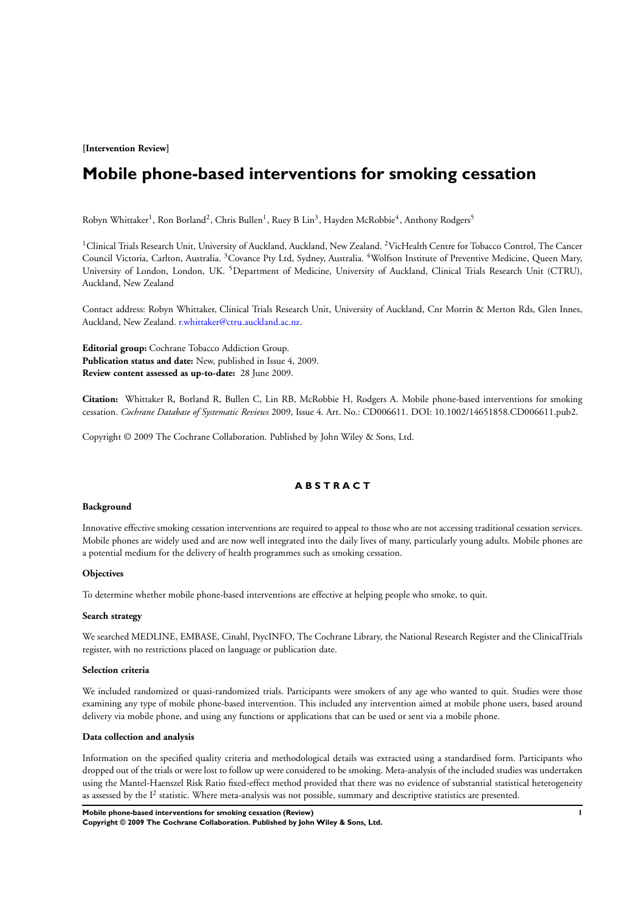**[Intervention Review]**

# Mobile phone-based interventions for smoking cessation

Robyn Whittaker[1], Ron Borland[2], Chris Bullen[1], Ruey B Lin[3], Hayden McRobbie[4], Anthony Rodgers[5]

[1]Clinical Trials Research Unit, University of Auckland, Auckland, New Zealand. [2]VicHealth Centre for Tobacco Control, The Cancer Council Victoria, Carlton, Australia. [3]Covance Pty Ltd, Sydney, Australia. [4]Wolfson Institute of Preventive Medicine, Queen Mary, University of London, London, UK. [5]Department of Medicine, University of Auckland, Clinical Trials Research Unit (CTRU), Auckland, New Zealand

Contact address: Robyn Whittaker, Clinical Trials Research Unit, University of Auckland, Cnr Morrin & Merton Rds, Glen Innes, Auckland, New Zealand. r.whittaker@ctru.auckland.ac.nz.

**Editorial group:** Cochrane Tobacco Addiction Group.
**Publication status and date:** New, published in Issue 4, 2009.
**Review content assessed as up-to-date:** 28 June 2009.

**Citation:** Whittaker R, Borland R, Bullen C, Lin RB, McRobbie H, Rodgers A. Mobile phone-based interventions for smoking cessation. *Cochrane Database of Systematic Reviews* 2009, Issue 4. Art. No.: CD006611. DOI: 10.1002/14651858.CD006611.pub2.

Copyright © 2009 The Cochrane Collaboration. Published by John Wiley & Sons, Ltd.

## ABSTRACT

### Background

Innovative effective smoking cessation interventions are required to appeal to those who are not accessing traditional cessation services. Mobile phones are widely used and are now well integrated into the daily lives of many, particularly young adults. Mobile phones are a potential medium for the delivery of health programmes such as smoking cessation.

### Objectives

To determine whether mobile phone-based interventions are effective at helping people who smoke, to quit.

### Search strategy

We searched MEDLINE, EMBASE, Cinahl, PsycINFO, The Cochrane Library, the National Research Register and the ClinicalTrials register, with no restrictions placed on language or publication date.

### Selection criteria

We included randomized or quasi-randomized trials. Participants were smokers of any age who wanted to quit. Studies were those examining any type of mobile phone-based intervention. This included any intervention aimed at mobile phone users, based around delivery via mobile phone, and using any functions or applications that can be used or sent via a mobile phone.

### Data collection and analysis

Information on the specified quality criteria and methodological details was extracted using a standardised form. Participants who dropped out of the trials or were lost to follow up were considered to be smoking. Meta-analysis of the included studies was undertaken using the Mantel-Haenszel Risk Ratio fixed-effect method provided that there was no evidence of substantial statistical heterogeneity as assessed by the $I^2$ statistic. Where meta-analysis was not possible, summary and descriptive statistics are presented.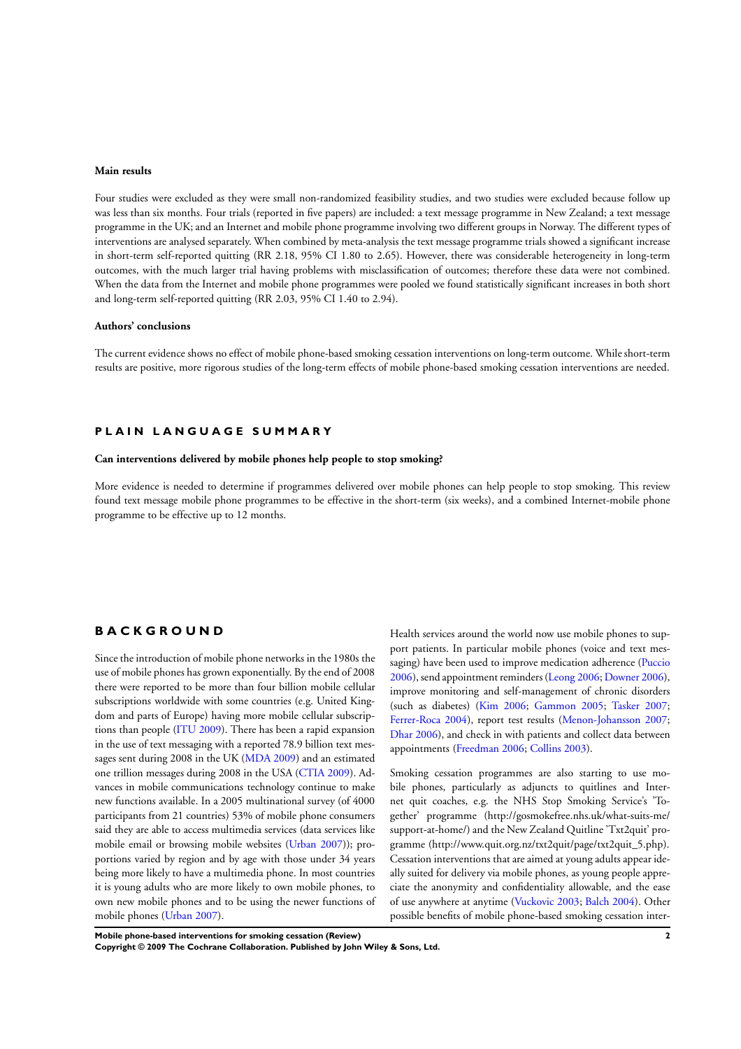### Main results

Four studies were excluded as they were small non-randomized feasibility studies, and two studies were excluded because follow up was less than six months. Four trials (reported in five papers) are included: a text message programme in New Zealand; a text message programme in the UK; and an Internet and mobile phone programme involving two different groups in Norway. The different types of interventions are analysed separately. When combined by meta-analysis the text message programme trials showed a significant increase in short-term self-reported quitting (RR 2.18, 95% CI 1.80 to 2.65). However, there was considerable heterogeneity in long-term outcomes, with the much larger trial having problems with misclassification of outcomes; therefore these data were not combined. When the data from the Internet and mobile phone programmes were pooled we found statistically significant increases in both short and long-term self-reported quitting (RR 2.03, 95% CI 1.40 to 2.94).

### Authors' conclusions

The current evidence shows no effect of mobile phone-based smoking cessation interventions on long-term outcome. While short-term results are positive, more rigorous studies of the long-term effects of mobile phone-based smoking cessation interventions are needed.

## PLAIN LANGUAGE SUMMARY

### Can interventions delivered by mobile phones help people to stop smoking?

More evidence is needed to determine if programmes delivered over mobile phones can help people to stop smoking. This review found text message mobile phone programmes to be effective in the short-term (six weeks), and a combined Internet-mobile phone programme to be effective up to 12 months.

## BACKGROUND

Since the introduction of mobile phone networks in the 1980s the use of mobile phones has grown exponentially. By the end of 2008 there were reported to be more than four billion mobile cellular subscriptions worldwide with some countries (e.g. United Kingdom and parts of Europe) having more mobile cellular subscriptions than people (ITU 2009). There has been a rapid expansion in the use of text messaging with a reported 78.9 billion text messages sent during 2008 in the UK (MDA 2009) and an estimated one trillion messages during 2008 in the USA (CTIA 2009). Advances in mobile communications technology continue to make new functions available. In a 2005 multinational survey (of 4000 participants from 21 countries) 53% of mobile phone consumers said they are able to access multimedia services (data services like mobile email or browsing mobile websites (Urban 2007)); proportions varied by region and by age with those under 34 years being more likely to have a multimedia phone. In most countries it is young adults who are more likely to own mobile phones, to own new mobile phones and to be using the newer functions of mobile phones (Urban 2007).

Health services around the world now use mobile phones to support patients. In particular mobile phones (voice and text messaging) have been used to improve medication adherence (Puccio 2006), send appointment reminders (Leong 2006; Downer 2006), improve monitoring and self-management of chronic disorders (such as diabetes) (Kim 2006; Gammon 2005; Tasker 2007; Ferrer-Roca 2004), report test results (Menon-Johansson 2007; Dhar 2006), and check in with patients and collect data between appointments (Freedman 2006; Collins 2003).

Smoking cessation programmes are also starting to use mobile phones, particularly as adjuncts to quitlines and Internet quit coaches, e.g. the NHS Stop Smoking Service's 'Together' programme (http://gosmokefree.nhs.uk/what-suits-me/support-at-home/) and the New Zealand Quitline 'Txt2quit' programme (http://www.quit.org.nz/txt2quit/page/txt2quit_5.php). Cessation interventions that are aimed at young adults appear ideally suited for delivery via mobile phones, as young people appreciate the anonymity and confidentiality allowable, and the ease of use anywhere at anytime (Vuckovic 2003; Balch 2004). Other possible benefits of mobile phone-based smoking cessation inter-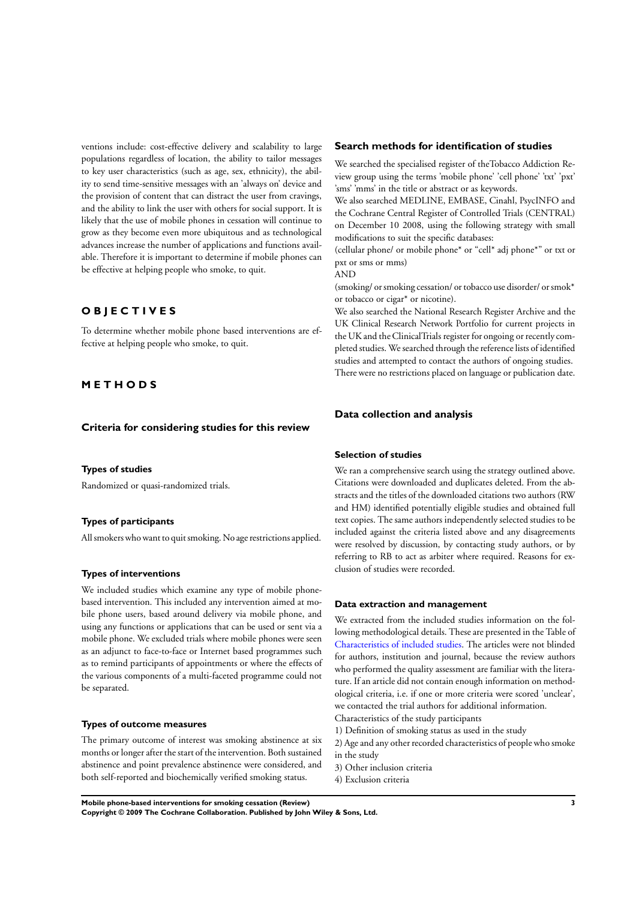ventions include: cost-effective delivery and scalability to large populations regardless of location, the ability to tailor messages to key user characteristics (such as age, sex, ethnicity), the ability to send time-sensitive messages with an 'always on' device and the provision of content that can distract the user from cravings, and the ability to link the user with others for social support. It is likely that the use of mobile phones in cessation will continue to grow as they become even more ubiquitous and as technological advances increase the number of applications and functions available. Therefore it is important to determine if mobile phones can be effective at helping people who smoke, to quit.

# O B J E C T I V E S

To determine whether mobile phone based interventions are effective at helping people who smoke, to quit.

# M E T H O D S

## Criteria for considering studies for this review

### Types of studies

Randomized or quasi-randomized trials.

### Types of participants

All smokers who want to quit smoking. No age restrictions applied.

### Types of interventions

We included studies which examine any type of mobile phone-based intervention. This included any intervention aimed at mobile phone users, based around delivery via mobile phone, and using any functions or applications that can be used or sent via a mobile phone. We excluded trials where mobile phones were seen as an adjunct to face-to-face or Internet based programmes such as to remind participants of appointments or where the effects of the various components of a multi-faceted programme could not be separated.

### Types of outcome measures

The primary outcome of interest was smoking abstinence at six months or longer after the start of the intervention. Both sustained abstinence and point prevalence abstinence were considered, and both self-reported and biochemically verified smoking status.

## Search methods for identification of studies

We searched the specialised register of theTobacco Addiction Review group using the terms 'mobile phone' 'cell phone' 'txt' 'pxt' 'sms' 'mms' in the title or abstract or as keywords.

We also searched MEDLINE, EMBASE, Cinahl, PsycINFO and the Cochrane Central Register of Controlled Trials (CENTRAL) on December 10 2008, using the following strategy with small modifications to suit the specific databases:

(cellular phone/ or mobile phone* or "cell* adj phone*" or txt or pxt or sms or mms)

AND

(smoking/ or smoking cessation/ or tobacco use disorder/ or smok* or tobacco or cigar* or nicotine).

We also searched the National Research Register Archive and the UK Clinical Research Network Portfolio for current projects in the UK and the ClinicalTrials register for ongoing or recently completed studies. We searched through the reference lists of identified studies and attempted to contact the authors of ongoing studies. There were no restrictions placed on language or publication date.

## Data collection and analysis

### Selection of studies

We ran a comprehensive search using the strategy outlined above. Citations were downloaded and duplicates deleted. From the abstracts and the titles of the downloaded citations two authors (RW and HM) identified potentially eligible studies and obtained full text copies. The same authors independently selected studies to be included against the criteria listed above and any disagreements were resolved by discussion, by contacting study authors, or by referring to RB to act as arbiter where required. Reasons for exclusion of studies were recorded.

### Data extraction and management

We extracted from the included studies information on the following methodological details. These are presented in the Table of Characteristics of included studies. The articles were not blinded for authors, institution and journal, because the review authors who performed the quality assessment are familiar with the literature. If an article did not contain enough information on methodological criteria, i.e. if one or more criteria were scored 'unclear', we contacted the trial authors for additional information.

Characteristics of the study participants

1) Definition of smoking status as used in the study

2) Age and any other recorded characteristics of people who smoke in the study

3) Other inclusion criteria

4) Exclusion criteria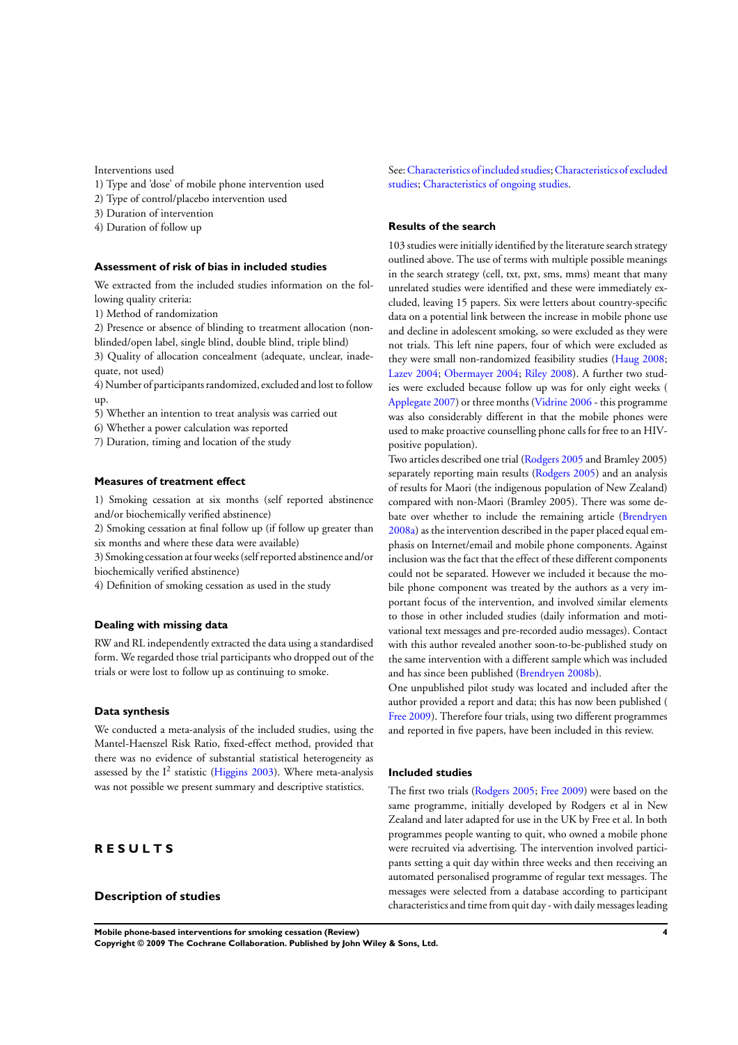Interventions used

1) Type and 'dose' of mobile phone intervention used
2) Type of control/placebo intervention used
3) Duration of intervention
4) Duration of follow up

### Assessment of risk of bias in included studies

We extracted from the included studies information on the following quality criteria:

1) Method of randomization
2) Presence or absence of blinding to treatment allocation (non-blinded/open label, single blind, double blind, triple blind)
3) Quality of allocation concealment (adequate, unclear, inadequate, not used)
4) Number of participants randomized, excluded and lost to follow up.
5) Whether an intention to treat analysis was carried out
6) Whether a power calculation was reported
7) Duration, timing and location of the study

### Measures of treatment effect

1) Smoking cessation at six months (self reported abstinence and/or biochemically verified abstinence)
2) Smoking cessation at final follow up (if follow up greater than six months and where these data were available)
3) Smoking cessation at four weeks (self reported abstinence and/or biochemically verified abstinence)
4) Definition of smoking cessation as used in the study

### Dealing with missing data

RW and RL independently extracted the data using a standardised form. We regarded those trial participants who dropped out of the trials or were lost to follow up as continuing to smoke.

### Data synthesis

We conducted a meta-analysis of the included studies, using the Mantel-Haenszel Risk Ratio, fixed-effect method, provided that there was no evidence of substantial statistical heterogeneity as assessed by the $I^2$ statistic (Higgins 2003). Where meta-analysis was not possible we present summary and descriptive statistics.

# RESULTS

## Description of studies

See: Characteristics of included studies; Characteristics of excluded studies; Characteristics of ongoing studies.

### Results of the search

103 studies were initially identified by the literature search strategy outlined above. The use of terms with multiple possible meanings in the search strategy (cell, txt, pxt, sms, mms) meant that many unrelated studies were identified and these were immediately excluded, leaving 15 papers. Six were letters about country-specific data on a potential link between the increase in mobile phone use and decline in adolescent smoking, so were excluded as they were not trials. This left nine papers, four of which were excluded as they were small non-randomized feasibility studies (Haug 2008; Lazev 2004; Obermayer 2004; Riley 2008). A further two studies were excluded because follow up was for only eight weeks ( Applegate 2007) or three months (Vidrine 2006 - this programme was also considerably different in that the mobile phones were used to make proactive counselling phone calls for free to an HIV-positive population).

Two articles described one trial (Rodgers 2005 and Bramley 2005) separately reporting main results (Rodgers 2005) and an analysis of results for Maori (the indigenous population of New Zealand) compared with non-Maori (Bramley 2005). There was some debate over whether to include the remaining article (Brendryen 2008a) as the intervention described in the paper placed equal emphasis on Internet/email and mobile phone components. Against inclusion was the fact that the effect of these different components could not be separated. However we included it because the mobile phone component was treated by the authors as a very important focus of the intervention, and involved similar elements to those in other included studies (daily information and motivational text messages and pre-recorded audio messages). Contact with this author revealed another soon-to-be-published study on the same intervention with a different sample which was included and has since been published (Brendryen 2008b).

One unpublished pilot study was located and included after the author provided a report and data; this has now been published ( Free 2009). Therefore four trials, using two different programmes and reported in five papers, have been included in this review.

### Included studies

The first two trials (Rodgers 2005; Free 2009) were based on the same programme, initially developed by Rodgers et al in New Zealand and later adapted for use in the UK by Free et al. In both programmes people wanting to quit, who owned a mobile phone were recruited via advertising. The intervention involved participants setting a quit day within three weeks and then receiving an automated personalised programme of regular text messages. The messages were selected from a database according to participant characteristics and time from quit day - with daily messages leading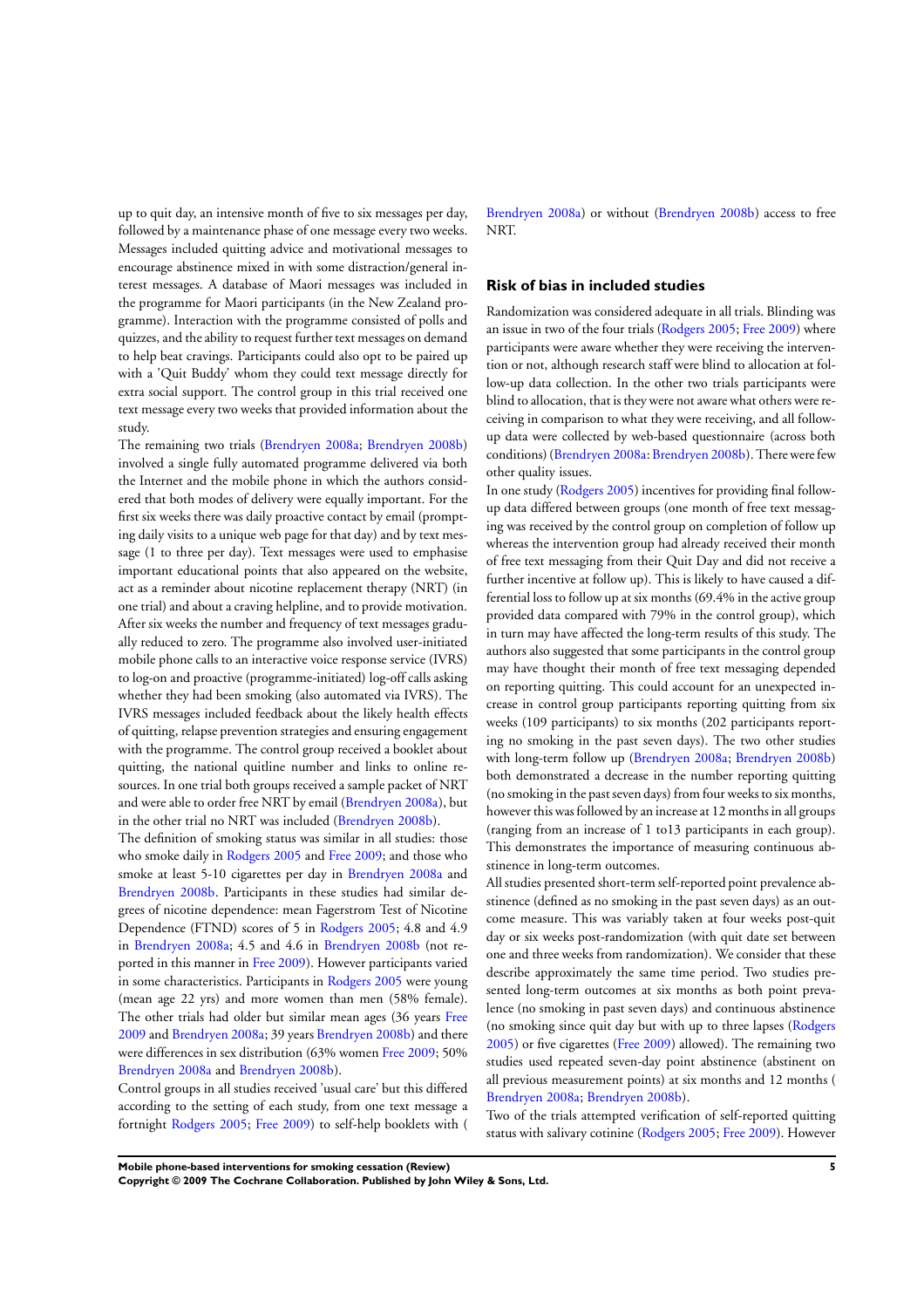up to quit day, an intensive month of five to six messages per day, followed by a maintenance phase of one message every two weeks. Messages included quitting advice and motivational messages to encourage abstinence mixed in with some distraction/general interest messages. A database of Maori messages was included in the programme for Maori participants (in the New Zealand programme). Interaction with the programme consisted of polls and quizzes, and the ability to request further text messages on demand to help beat cravings. Participants could also opt to be paired up with a 'Quit Buddy' whom they could text message directly for extra social support. The control group in this trial received one text message every two weeks that provided information about the study.

The remaining two trials (Brendryen 2008a; Brendryen 2008b) involved a single fully automated programme delivered via both the Internet and the mobile phone in which the authors considered that both modes of delivery were equally important. For the first six weeks there was daily proactive contact by email (prompting daily visits to a unique web page for that day) and by text message (1 to three per day). Text messages were used to emphasise important educational points that also appeared on the website, act as a reminder about nicotine replacement therapy (NRT) (in one trial) and about a craving helpline, and to provide motivation. After six weeks the number and frequency of text messages gradually reduced to zero. The programme also involved user-initiated mobile phone calls to an interactive voice response service (IVRS) to log-on and proactive (programme-initiated) log-off calls asking whether they had been smoking (also automated via IVRS). The IVRS messages included feedback about the likely health effects of quitting, relapse prevention strategies and ensuring engagement with the programme. The control group received a booklet about quitting, the national quitline number and links to online resources. In one trial both groups received a sample packet of NRT and were able to order free NRT by email (Brendryen 2008a), but in the other trial no NRT was included (Brendryen 2008b).

The definition of smoking status was similar in all studies: those who smoke daily in Rodgers 2005 and Free 2009; and those who smoke at least 5-10 cigarettes per day in Brendryen 2008a and Brendryen 2008b. Participants in these studies had similar degrees of nicotine dependence: mean Fagerstrom Test of Nicotine Dependence (FTND) scores of 5 in Rodgers 2005; 4.8 and 4.9 in Brendryen 2008a; 4.5 and 4.6 in Brendryen 2008b (not reported in this manner in Free 2009). However participants varied in some characteristics. Participants in Rodgers 2005 were young (mean age 22 yrs) and more women than men (58% female). The other trials had older but similar mean ages (36 years Free 2009 and Brendryen 2008a; 39 years Brendryen 2008b) and there were differences in sex distribution (63% women Free 2009; 50% Brendryen 2008a and Brendryen 2008b).

Control groups in all studies received 'usual care' but this differed according to the setting of each study, from one text message a fortnight Rodgers 2005; Free 2009) to self-help booklets with ( Brendryen 2008a) or without (Brendryen 2008b) access to free NRT.

## Risk of bias in included studies

Randomization was considered adequate in all trials. Blinding was an issue in two of the four trials (Rodgers 2005; Free 2009) where participants were aware whether they were receiving the intervention or not, although research staff were blind to allocation at follow-up data collection. In the other two trials participants were blind to allocation, that is they were not aware what others were receiving in comparison to what they were receiving, and all follow-up data were collected by web-based questionnaire (across both conditions) (Brendryen 2008a; Brendryen 2008b). There were few other quality issues.

In one study (Rodgers 2005) incentives for providing final follow-up data differed between groups (one month of free text messaging was received by the control group on completion of follow up whereas the intervention group had already received their month of free text messaging from their Quit Day and did not receive a further incentive at follow up). This is likely to have caused a differential loss to follow up at six months (69.4% in the active group provided data compared with 79% in the control group), which in turn may have affected the long-term results of this study. The authors also suggested that some participants in the control group may have thought their month of free text messaging depended on reporting quitting. This could account for an unexpected increase in control group participants reporting quitting from six weeks (109 participants) to six months (202 participants reporting no smoking in the past seven days). The two other studies with long-term follow up (Brendryen 2008a; Brendryen 2008b) both demonstrated a decrease in the number reporting quitting (no smoking in the past seven days) from four weeks to six months, however this was followed by an increase at 12 months in all groups (ranging from an increase of 1 to13 participants in each group). This demonstrates the importance of measuring continuous abstinence in long-term outcomes.

All studies presented short-term self-reported point prevalence abstinence (defined as no smoking in the past seven days) as an outcome measure. This was variably taken at four weeks post-quit day or six weeks post-randomization (with quit date set between one and three weeks from randomization). We consider that these describe approximately the same time period. Two studies presented long-term outcomes at six months as both point prevalence (no smoking in past seven days) and continuous abstinence (no smoking since quit day but with up to three lapses (Rodgers 2005) or five cigarettes (Free 2009) allowed). The remaining two studies used repeated seven-day point abstinence (abstinent on all previous measurement points) at six months and 12 months ( Brendryen 2008a; Brendryen 2008b).

Two of the trials attempted verification of self-reported quitting status with salivary cotinine (Rodgers 2005; Free 2009). However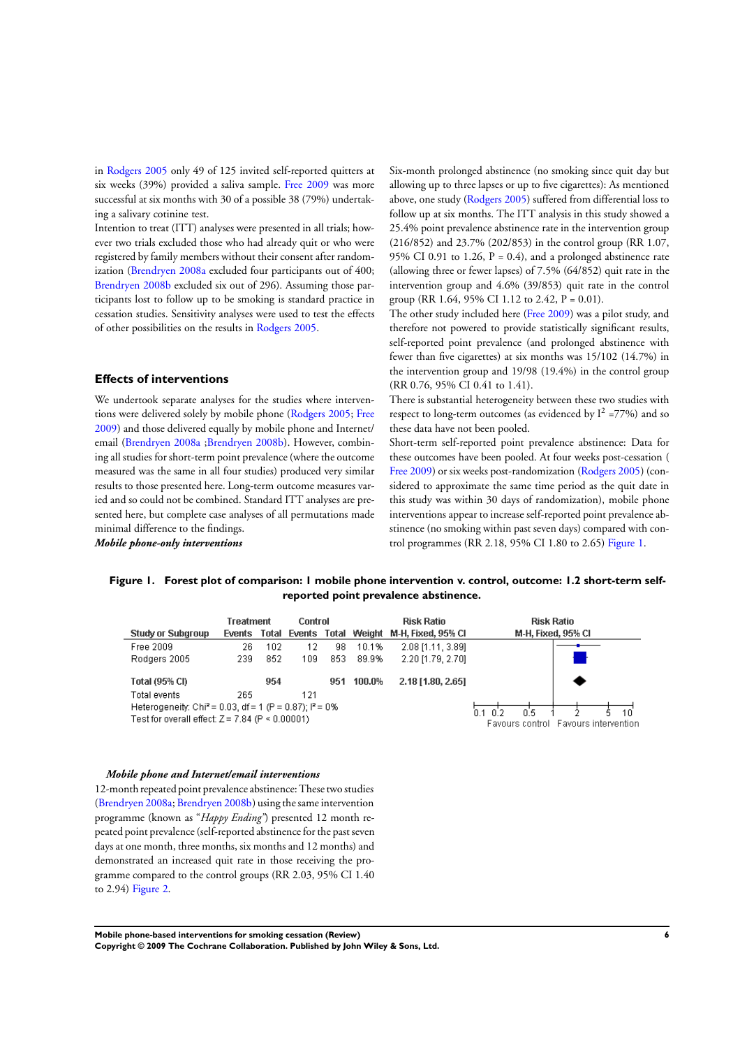in Rodgers 2005 only 49 of 125 invited self-reported quitters at six weeks (39%) provided a saliva sample. Free 2009 was more successful at six months with 30 of a possible 38 (79%) undertaking a salivary cotinine test.

Intention to treat (ITT) analyses were presented in all trials; however two trials excluded those who had already quit or who were registered by family members without their consent after randomization (Brendryen 2008a excluded four participants out of 400; Brendryen 2008b excluded six out of 296). Assuming those participants lost to follow up to be smoking is standard practice in cessation studies. Sensitivity analyses were used to test the effects of other possibilities on the results in Rodgers 2005.

## Effects of interventions

We undertook separate analyses for the studies where interventions were delivered solely by mobile phone (Rodgers 2005; Free 2009) and those delivered equally by mobile phone and Internet/email (Brendryen 2008a ;Brendryen 2008b). However, combining all studies for short-term point prevalence (where the outcome measured was the same in all four studies) produced very similar results to those presented here. Long-term outcome measures varied and so could not be combined. Standard ITT analyses are presented here, but complete case analyses of all permutations made minimal difference to the findings.

***Mobile phone-only interventions***

Six-month prolonged abstinence (no smoking since quit day but allowing up to three lapses or up to five cigarettes): As mentioned above, one study (Rodgers 2005) suffered from differential loss to follow up at six months. The ITT analysis in this study showed a 25.4% point prevalence abstinence rate in the intervention group (216/852) and 23.7% (202/853) in the control group (RR 1.07, 95% CI 0.91 to 1.26, P = 0.4), and a prolonged abstinence rate (allowing three or fewer lapses) of 7.5% (64/852) quit rate in the intervention group and 4.6% (39/853) quit rate in the control group (RR 1.64, 95% CI 1.12 to 2.42, P = 0.01).

The other study included here (Free 2009) was a pilot study, and therefore not powered to provide statistically significant results, self-reported point prevalence (and prolonged abstinence with fewer than five cigarettes) at six months was 15/102 (14.7%) in the intervention group and 19/98 (19.4%) in the control group (RR 0.76, 95% CI 0.41 to 1.41).

There is substantial heterogeneity between these two studies with respect to long-term outcomes (as evidenced by $I^2$ =77%) and so these data have not been pooled.

Short-term self-reported point prevalence abstinence: Data for these outcomes have been pooled. At four weeks post-cessation ( Free 2009) or six weeks post-randomization (Rodgers 2005) (considered to approximate the same time period as the quit date in this study was within 30 days of randomization), mobile phone interventions appear to increase self-reported point prevalence abstinence (no smoking within past seven days) compared with control programmes (RR 2.18, 95% CI 1.80 to 2.65) Figure 1.

**Figure 1. Forest plot of comparison: 1 mobile phone intervention v. control, outcome: 1.2 short-term self-reported point prevalence abstinence.**

| Study or Subgroup | Treatment Events | Treatment Total | Control Events | Control Total | Weight | Risk Ratio M-H, Fixed, 95% CI |
|---|---|---|---|---|---|---|
| Free 2009 | 26 | 102 | 12 | 98 | 10.1% | 2.08 [1.11, 3.89] |
| Rodgers 2005 | 239 | 852 | 109 | 853 | 89.9% | 2.20 [1.79, 2.70] |
| **Total (95% CI)** | | **954** | | **951** | **100.0%** | **2.18 [1.80, 2.65]** |
| Total events | 265 | | 121 | | | |

Heterogeneity: Chi² = 0.03, df = 1 (P = 0.87); I² = 0%
Test for overall effect: Z = 7.84 (P < 0.00001)

Favours control | Favours intervention

***Mobile phone and Internet/email interventions***

12-month repeated point prevalence abstinence: These two studies (Brendryen 2008a; Brendryen 2008b) using the same intervention programme (known as "*Happy Ending*") presented 12 month repeated point prevalence (self-reported abstinence for the past seven days at one month, three months, six months and 12 months) and demonstrated an increased quit rate in those receiving the programme compared to the control groups (RR 2.03, 95% CI 1.40 to 2.94) Figure 2.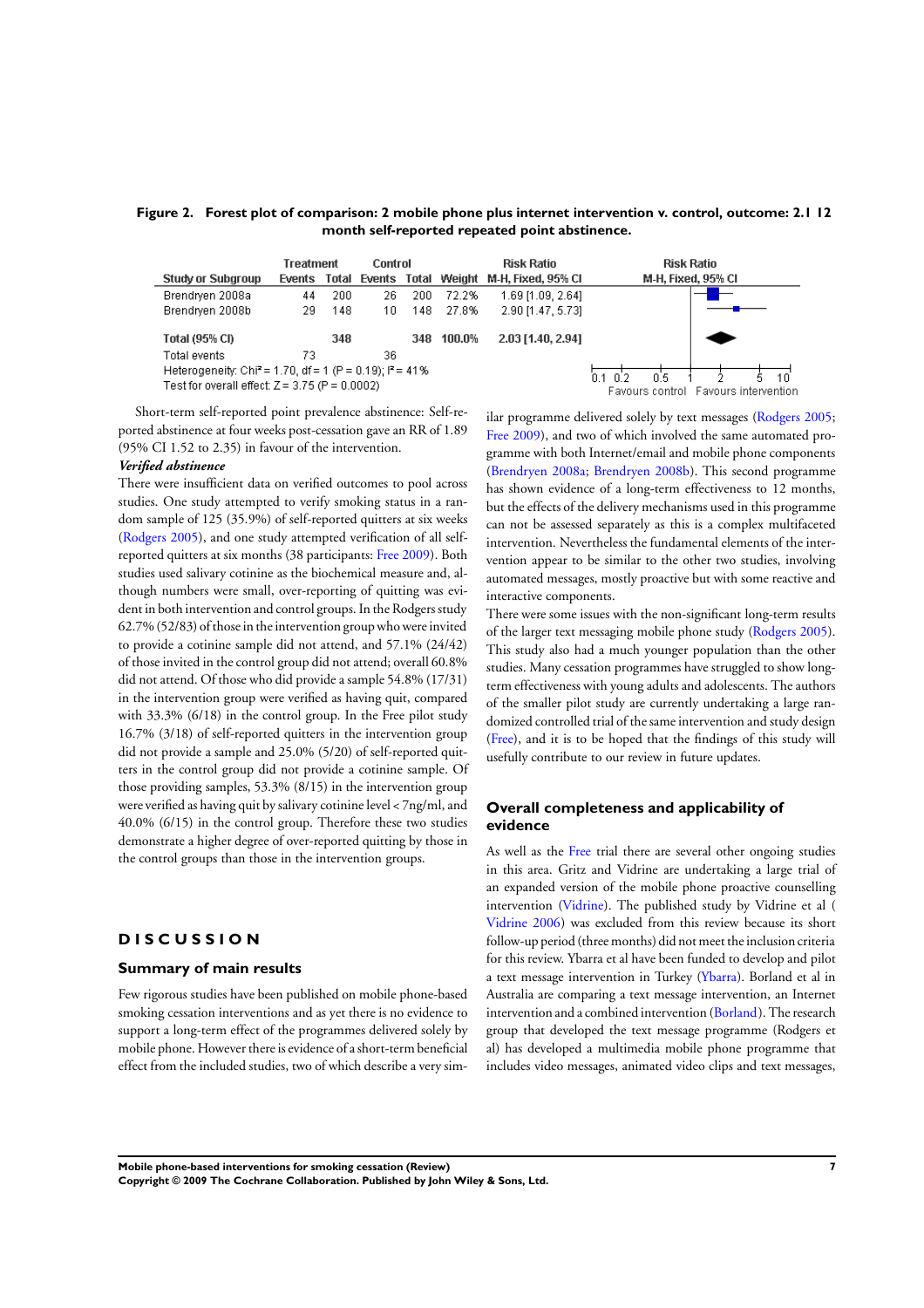**Figure 2. Forest plot of comparison: 2 mobile phone plus internet intervention v. control, outcome: 2.1 12 month self-reported repeated point abstinence.**

| Study or Subgroup | Treatment Events | Treatment Total | Control Events | Control Total | Weight | Risk Ratio M-H, Fixed, 95% CI |
|---|---|---|---|---|---|---|
| Brendryen 2008a | 44 | 200 | 26 | 200 | 72.2% | 1.69 [1.09, 2.64] |
| Brendryen 2008b | 29 | 148 | 10 | 148 | 27.8% | 2.90 [1.47, 5.73] |
| **Total (95% CI)** | | **348** | | **348** | **100.0%** | **2.03 [1.40, 2.94]** |
| Total events | 73 | | 36 | | | |

Heterogeneity: Chi² = 1.70, df = 1 (P = 0.19); I² = 41%
Test for overall effect: Z = 3.75 (P = 0.0002)

Favours control | Favours intervention

Short-term self-reported point prevalence abstinence: Self-reported abstinence at four weeks post-cessation gave an RR of 1.89 (95% CI 1.52 to 2.35) in favour of the intervention.

***Verified abstinence***

There were insufficient data on verified outcomes to pool across studies. One study attempted to verify smoking status in a random sample of 125 (35.9%) of self-reported quitters at six weeks (Rodgers 2005), and one study attempted verification of all self-reported quitters at six months (38 participants: Free 2009). Both studies used salivary cotinine as the biochemical measure and, although numbers were small, over-reporting of quitting was evident in both intervention and control groups. In the Rodgers study 62.7% (52/83) of those in the intervention group who were invited to provide a cotinine sample did not attend, and 57.1% (24/42) of those invited in the control group did not attend; overall 60.8% did not attend. Of those who did provide a sample 54.8% (17/31) in the intervention group were verified as having quit, compared with 33.3% (6/18) in the control group. In the Free pilot study 16.7% (3/18) of self-reported quitters in the intervention group did not provide a sample and 25.0% (5/20) of self-reported quitters in the control group did not provide a cotinine sample. Of those providing samples, 53.3% (8/15) in the intervention group were verified as having quit by salivary cotinine level < 7ng/ml, and 40.0% (6/15) in the control group. Therefore these two studies demonstrate a higher degree of over-reported quitting by those in the control groups than those in the intervention groups.

# DISCUSSION

## Summary of main results

Few rigorous studies have been published on mobile phone-based smoking cessation interventions and as yet there is no evidence to support a long-term effect of the programmes delivered solely by mobile phone. However there is evidence of a short-term beneficial effect from the included studies, two of which describe a very similar programme delivered solely by text messages (Rodgers 2005; Free 2009), and two of which involved the same automated programme with both Internet/email and mobile phone components (Brendryen 2008a; Brendryen 2008b). This second programme has shown evidence of a long-term effectiveness to 12 months, but the effects of the delivery mechanisms used in this programme can not be assessed separately as this is a complex multifaceted intervention. Nevertheless the fundamental elements of the intervention appear to be similar to the other two studies, involving automated messages, mostly proactive but with some reactive and interactive components.

There were some issues with the non-significant long-term results of the larger text messaging mobile phone study (Rodgers 2005). This study also had a much younger population than the other studies. Many cessation programmes have struggled to show long-term effectiveness with young adults and adolescents. The authors of the smaller pilot study are currently undertaking a large randomized controlled trial of the same intervention and study design (Free), and it is to be hoped that the findings of this study will usefully contribute to our review in future updates.

## Overall completeness and applicability of evidence

As well as the Free trial there are several other ongoing studies in this area. Gritz and Vidrine are undertaking a large trial of an expanded version of the mobile phone proactive counselling intervention (Vidrine). The published study by Vidrine et al ( Vidrine 2006) was excluded from this review because its short follow-up period (three months) did not meet the inclusion criteria for this review. Ybarra et al have been funded to develop and pilot a text message intervention in Turkey (Ybarra). Borland et al in Australia are comparing a text message intervention, an Internet intervention and a combined intervention (Borland). The research group that developed the text message programme (Rodgers et al) has developed a multimedia mobile phone programme that includes video messages, animated video clips and text messages,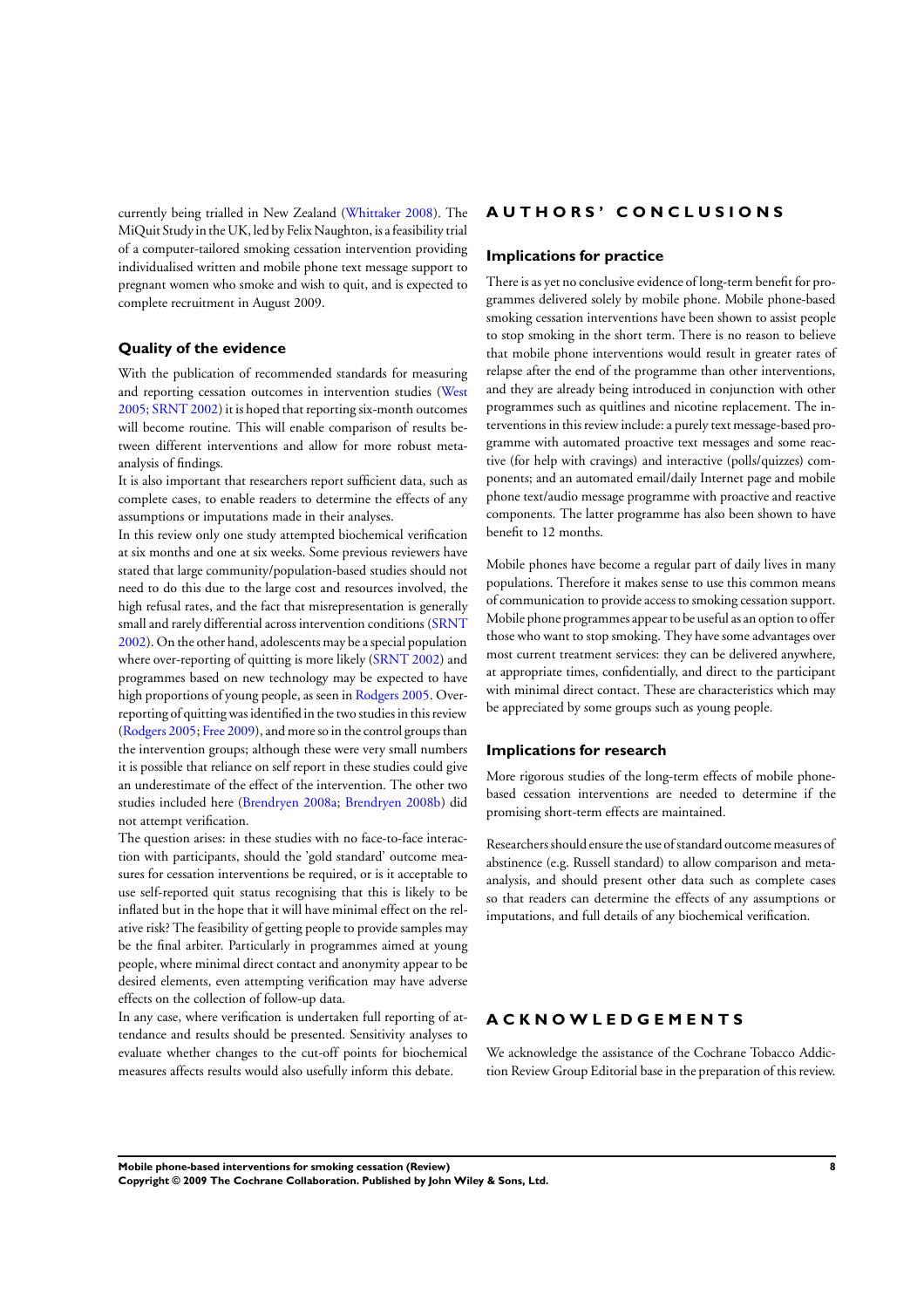currently being trialled in New Zealand (Whittaker 2008). The MiQuit Study in the UK, led by Felix Naughton, is a feasibility trial of a computer-tailored smoking cessation intervention providing individualised written and mobile phone text message support to pregnant women who smoke and wish to quit, and is expected to complete recruitment in August 2009.

### Quality of the evidence

With the publication of recommended standards for measuring and reporting cessation outcomes in intervention studies (West 2005; SRNT 2002) it is hoped that reporting six-month outcomes will become routine. This will enable comparison of results between different interventions and allow for more robust meta-analysis of findings.

It is also important that researchers report sufficient data, such as complete cases, to enable readers to determine the effects of any assumptions or imputations made in their analyses.

In this review only one study attempted biochemical verification at six months and one at six weeks. Some previous reviewers have stated that large community/population-based studies should not need to do this due to the large cost and resources involved, the high refusal rates, and the fact that misrepresentation is generally small and rarely differential across intervention conditions (SRNT 2002). On the other hand, adolescents may be a special population where over-reporting of quitting is more likely (SRNT 2002) and programmes based on new technology may be expected to have high proportions of young people, as seen in Rodgers 2005. Over-reporting of quitting was identified in the two studies in this review (Rodgers 2005; Free 2009), and more so in the control groups than the intervention groups; although these were very small numbers it is possible that reliance on self report in these studies could give an underestimate of the effect of the intervention. The other two studies included here (Brendryen 2008a; Brendryen 2008b) did not attempt verification.

The question arises: in these studies with no face-to-face interaction with participants, should the 'gold standard' outcome measures for cessation interventions be required, or is it acceptable to use self-reported quit status recognising that this is likely to be inflated but in the hope that it will have minimal effect on the relative risk? The feasibility of getting people to provide samples may be the final arbiter. Particularly in programmes aimed at young people, where minimal direct contact and anonymity appear to be desired elements, even attempting verification may have adverse effects on the collection of follow-up data.

In any case, where verification is undertaken full reporting of attendance and results should be presented. Sensitivity analyses to evaluate whether changes to the cut-off points for biochemical measures affects results would also usefully inform this debate.

## AUTHORS' CONCLUSIONS

### Implications for practice

There is as yet no conclusive evidence of long-term benefit for programmes delivered solely by mobile phone. Mobile phone-based smoking cessation interventions have been shown to assist people to stop smoking in the short term. There is no reason to believe that mobile phone interventions would result in greater rates of relapse after the end of the programme than other interventions, and they are already being introduced in conjunction with other programmes such as quitlines and nicotine replacement. The interventions in this review include: a purely text message-based programme with automated proactive text messages and some reactive (for help with cravings) and interactive (polls/quizzes) components; and an automated email/daily Internet page and mobile phone text/audio message programme with proactive and reactive components. The latter programme has also been shown to have benefit to 12 months.

Mobile phones have become a regular part of daily lives in many populations. Therefore it makes sense to use this common means of communication to provide access to smoking cessation support. Mobile phone programmes appear to be useful as an option to offer those who want to stop smoking. They have some advantages over most current treatment services: they can be delivered anywhere, at appropriate times, confidentially, and direct to the participant with minimal direct contact. These are characteristics which may be appreciated by some groups such as young people.

### Implications for research

More rigorous studies of the long-term effects of mobile phone-based cessation interventions are needed to determine if the promising short-term effects are maintained.

Researchers should ensure the use of standard outcome measures of abstinence (e.g. Russell standard) to allow comparison and meta-analysis, and should present other data such as complete cases so that readers can determine the effects of any assumptions or imputations, and full details of any biochemical verification.

## ACKNOWLEDGEMENTS

We acknowledge the assistance of the Cochrane Tobacco Addiction Review Group Editorial base in the preparation of this review.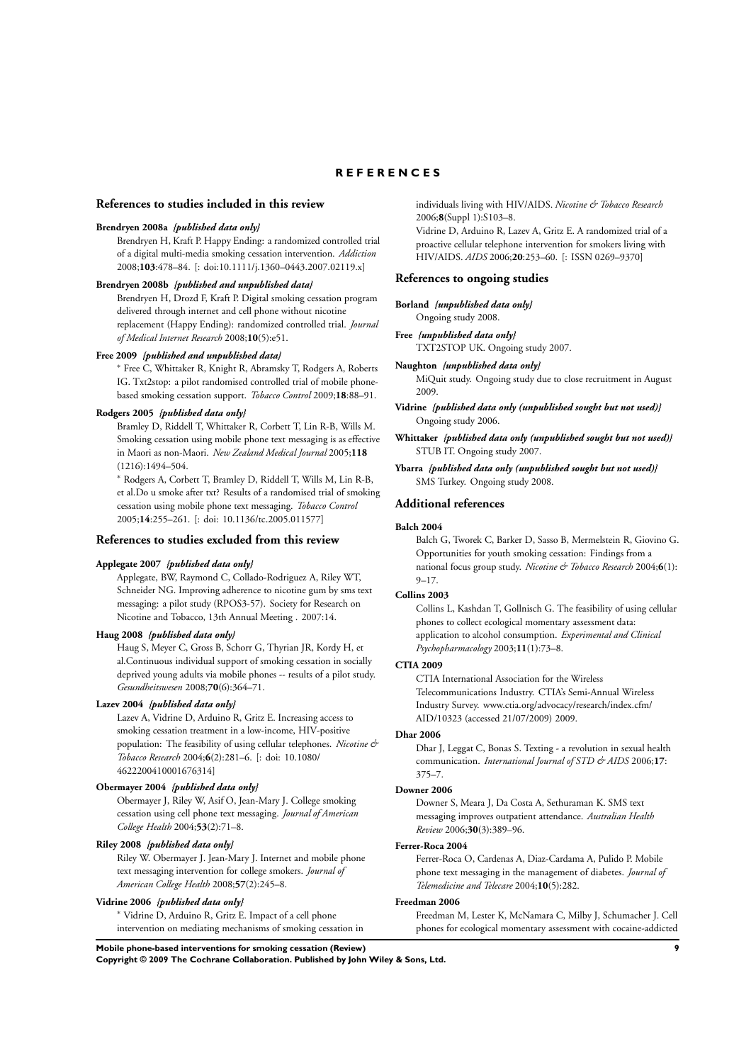# REFERENCES

## References to studies included in this review

**Brendryen 2008a** *{published data only}*

Brendryen H, Kraft P. Happy Ending: a randomized controlled trial of a digital multi-media smoking cessation intervention. *Addiction* 2008;**103**:478–84. [: doi:10.1111/j.1360–0443.2007.02119.x]

**Brendryen 2008b** *{published and unpublished data}*

Brendryen H, Drozd F, Kraft P. Digital smoking cessation program delivered through internet and cell phone without nicotine replacement (Happy Ending): randomized controlled trial. *Journal of Medical Internet Research* 2008;**10**(5):e51.

**Free 2009** *{published and unpublished data}*

* Free C, Whittaker R, Knight R, Abramsky T, Rodgers A, Roberts IG. Txt2stop: a pilot randomised controlled trial of mobile phone-based smoking cessation support. *Tobacco Control* 2009;**18**:88–91.

**Rodgers 2005** *{published data only}*

Bramley D, Riddell T, Whittaker R, Corbett T, Lin R-B, Wills M. Smoking cessation using mobile phone text messaging is as effective in Maori as non-Maori. *New Zealand Medical Journal* 2005;**118** (1216):1494–504.

* Rodgers A, Corbett T, Bramley D, Riddell T, Wills M, Lin R-B, et al.Do u smoke after txt? Results of a randomised trial of smoking cessation using mobile phone text messaging. *Tobacco Control* 2005;**14**:255–261. [: doi: 10.1136/tc.2005.011577]

## References to studies excluded from this review

**Applegate 2007** *{published data only}*

Applegate, BW, Raymond C, Collado-Rodriguez A, Riley WT, Schneider NG. Improving adherence to nicotine gum by sms text messaging: a pilot study (RPOS3-57). Society for Research on Nicotine and Tobacco, 13th Annual Meeting . 2007:14.

**Haug 2008** *{published data only}*

Haug S, Meyer C, Gross B, Schorr G, Thyrian JR, Kordy H, et al.Continuous individual support of smoking cessation in socially deprived young adults via mobile phones -- results of a pilot study. *Gesundheitswesen* 2008;**70**(6):364–71.

**Lazev 2004** *{published data only}*

Lazev A, Vidrine D, Arduino R, Gritz E. Increasing access to smoking cessation treatment in a low-income, HIV-positive population: The feasibility of using cellular telephones. *Nicotine & Tobacco Research* 2004;**6**(2):281–6. [: doi: 10.1080/ 4622200410001676314]

**Obermayer 2004** *{published data only}*

Obermayer J, Riley W, Asif O, Jean-Mary J. College smoking cessation using cell phone text messaging. *Journal of American College Health* 2004;**53**(2):71–8.

**Riley 2008** *{published data only}*

Riley W. Obermayer J. Jean-Mary J. Internet and mobile phone text messaging intervention for college smokers. *Journal of American College Health* 2008;**57**(2):245–8.

**Vidrine 2006** *{published data only}*

* Vidrine D, Arduino R, Gritz E. Impact of a cell phone intervention on mediating mechanisms of smoking cessation in individuals living with HIV/AIDS. *Nicotine & Tobacco Research* 2006;**8**(Suppl 1):S103–8.

Vidrine D, Arduino R, Lazev A, Gritz E. A randomized trial of a proactive cellular telephone intervention for smokers living with HIV/AIDS. *AIDS* 2006;**20**:253–60. [: ISSN 0269–9370]

## References to ongoing studies

**Borland** *{unpublished data only}*

Ongoing study 2008.

**Free** *{unpublished data only}*

TXT2STOP UK. Ongoing study 2007.

**Naughton** *{unpublished data only}*

MiQuit study. Ongoing study due to close recruitment in August 2009.

**Vidrine** *{published data only (unpublished sought but not used)}*

Ongoing study 2006.

**Whittaker** *{published data only (unpublished sought but not used)}*

STUB IT. Ongoing study 2007.

**Ybarra** *{published data only (unpublished sought but not used)}*

SMS Turkey. Ongoing study 2008.

## Additional references

**Balch 2004**

Balch G, Tworek C, Barker D, Sasso B, Mermelstein R, Giovino G. Opportunities for youth smoking cessation: Findings from a national focus group study. *Nicotine & Tobacco Research* 2004;**6**(1): 9–17.

**Collins 2003**

Collins L, Kashdan T, Gollnisch G. The feasibility of using cellular phones to collect ecological momentary assessment data: application to alcohol consumption. *Experimental and Clinical Psychopharmacology* 2003;**11**(1):73–8.

**CTIA 2009**

CTIA International Association for the Wireless Telecommunications Industry. CTIA's Semi-Annual Wireless Industry Survey. www.ctia.org/advocacy/research/index.cfm/ AID/10323 (accessed 21/07/2009) 2009.

**Dhar 2006**

Dhar J, Leggat C, Bonas S. Texting - a revolution in sexual health communication. *International Journal of STD & AIDS* 2006;**17**: 375–7.

**Downer 2006**

Downer S, Meara J, Da Costa A, Sethuraman K. SMS text messaging improves outpatient attendance. *Australian Health Review* 2006;**30**(3):389–96.

**Ferrer-Roca 2004**

Ferrer-Roca O, Cardenas A, Diaz-Cardama A, Pulido P. Mobile phone text messaging in the management of diabetes. *Journal of Telemedicine and Telecare* 2004;**10**(5):282.

**Freedman 2006**

Freedman M, Lester K, McNamara C, Milby J, Schumacher J. Cell phones for ecological momentary assessment with cocaine-addicted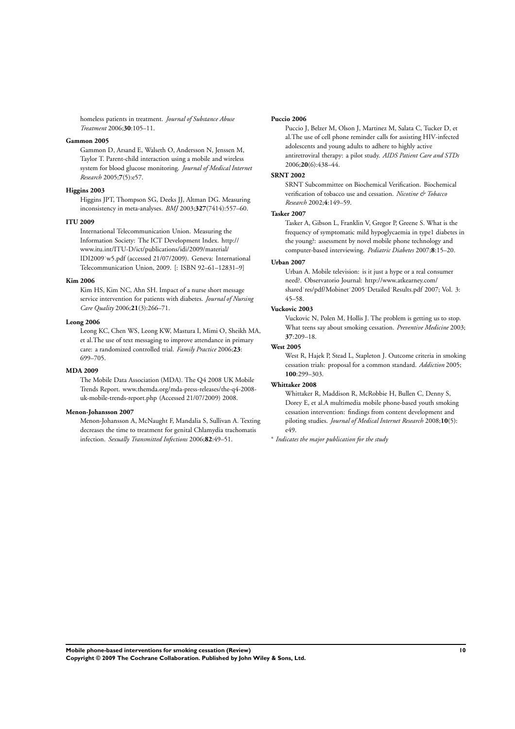homeless patients in treatment. *Journal of Substance Abuse Treatment* 2006;**30**:105–11.

**Gammon 2005**

Gammon D, Arsand E, Walseth O, Andersson N, Jenssen M, Taylor T. Parent-child interaction using a mobile and wireless system for blood glucose monitoring. *Journal of Medical Internet Research* 2005;**7**(5):e57.

**Higgins 2003**

Higgins JPT, Thompson SG, Deeks JJ, Altman DG. Measuring inconsistency in meta-analyses. *BMJ* 2003;**327**(7414):557–60.

**ITU 2009**

International Telecommunication Union. Measuring the Information Society: The ICT Development Index. http://www.itu.int/ITU-D/ict/publications/idi/2009/material/IDI2009˙w5.pdf (accessed 21/07/2009). Geneva: International Telecommunication Union, 2009. [: ISBN 92–61–12831–9]

**Kim 2006**

Kim HS, Kim NC, Ahn SH. Impact of a nurse short message service intervention for patients with diabetes. *Journal of Nursing Care Quality* 2006;**21**(3):266–71.

**Leong 2006**

Leong KC, Chen WS, Leong KW, Mastura I, Mimi O, Sheikh MA, et al.The use of text messaging to improve attendance in primary care: a randomized controlled trial. *Family Practice* 2006;**23**: 699–705.

**MDA 2009**

The Mobile Data Association (MDA). The Q4 2008 UK Mobile Trends Report. www.themda.org/mda-press-releases/the-q4-2008-uk-mobile-trends-report.php (Accessed 21/07/2009) 2008.

**Menon-Johansson 2007**

Menon-Johansson A, McNaught F, Mandalia S, Sullivan A. Texting decreases the time to treatment for genital Chlamydia trachomatis infection. *Sexually Transmitted Infections* 2006;**82**:49–51.

**Puccio 2006**

Puccio J, Belzer M, Olson J, Martinez M, Salata C, Tucker D, et al.The use of cell phone reminder calls for assisting HIV-infected adolescents and young adults to adhere to highly active antiretroviral therapy: a pilot study. *AIDS Patient Care and STDs* 2006;**20**(6):438–44.

**SRNT 2002**

SRNT Subcommittee on Biochemical Verification. Biochemical verification of tobacco use and cessation. *Nicotine & Tobacco Research* 2002;**4**:149–59.

**Tasker 2007**

Tasker A, Gibson L, Franklin V, Gregor P, Greene S. What is the frequency of symptomatic mild hypoglycaemia in type1 diabetes in the young?: assessment by novel mobile phone technology and computer-based interviewing. *Pediatric Diabetes* 2007;**8**:15–20.

**Urban 2007**

Urban A. Mobile television: is it just a hype or a real consumer need?. Observatorio Journal: http://www.atkearney.com/shared˙res/pdf/Mobinet˙2005˙Detailed˙Results.pdf 2007; Vol. 3: 45–58.

**Vuckovic 2003**

Vuckovic N, Polen M, Hollis J. The problem is getting us to stop. What teens say about smoking cessation. *Preventive Medicine* 2003; **37**:209–18.

**West 2005**

West R, Hajek P, Stead L, Stapleton J. Outcome criteria in smoking cessation trials: proposal for a common standard. *Addiction* 2005; **100**:299–303.

**Whittaker 2008**

Whittaker R, Maddison R, McRobbie H, Bullen C, Denny S, Dorey E, et al.A multimedia mobile phone-based youth smoking cessation intervention: findings from content development and piloting studies. *Journal of Medical Internet Research* 2008;**10**(5): e49.

* *Indicates the major publication for the study*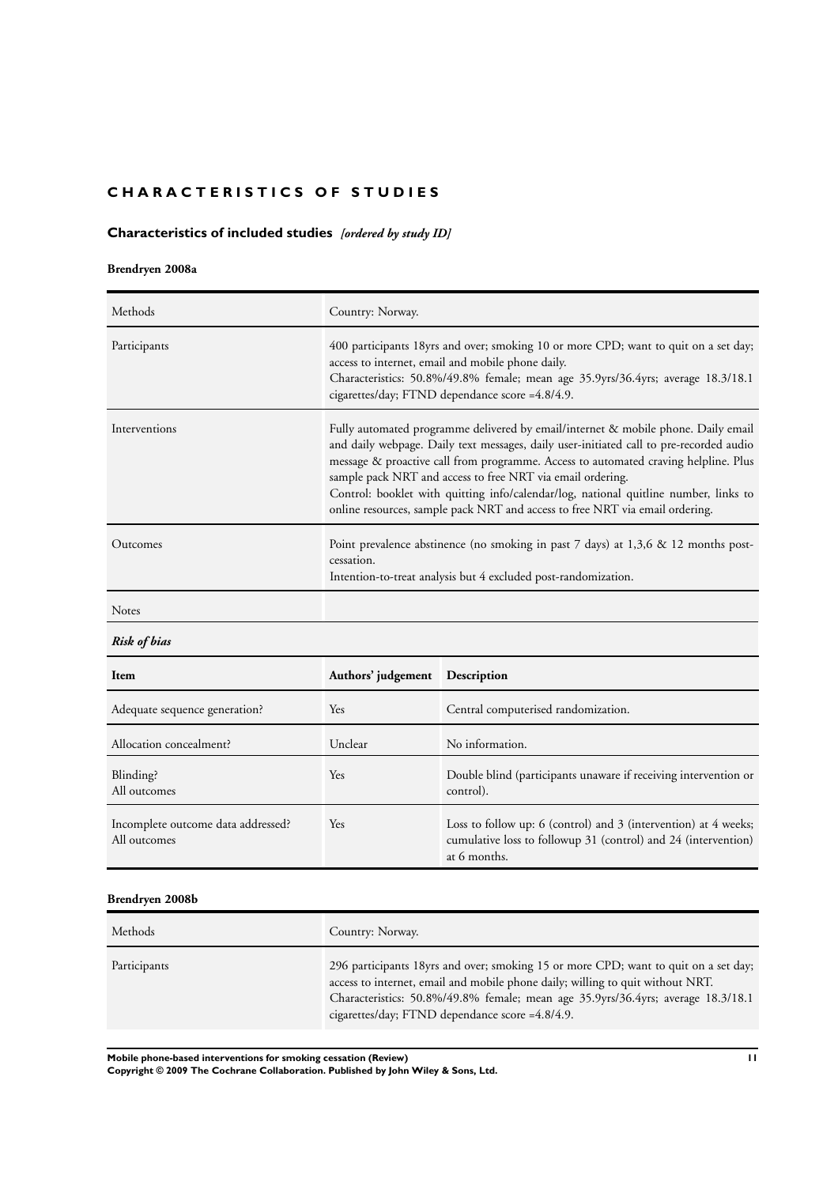# CHARACTERISTICS OF STUDIES

## Characteristics of included studies *[ordered by study ID]*

### Brendryen 2008a

| | |
|---|---|
| Methods | Country: Norway. |
| Participants | 400 participants 18yrs and over; smoking 10 or more CPD; want to quit on a set day; access to internet, email and mobile phone daily.<br>Characteristics: 50.8%/49.8% female; mean age 35.9yrs/36.4yrs; average 18.3/18.1 cigarettes/day; FTND dependance score =4.8/4.9. |
| Interventions | Fully automated programme delivered by email/internet & mobile phone. Daily email and daily webpage. Daily text messages, daily user-initiated call to pre-recorded audio message & proactive call from programme. Access to automated craving helpline. Plus sample pack NRT and access to free NRT via email ordering.<br>Control: booklet with quitting info/calendar/log, national quitline number, links to online resources, sample pack NRT and access to free NRT via email ordering. |
| Outcomes | Point prevalence abstinence (no smoking in past 7 days) at 1,3,6 & 12 months post-cessation.<br>Intention-to-treat analysis but 4 excluded post-randomization. |
| Notes | |

***Risk of bias***

| Item | Authors' judgement | Description |
|---|---|---|
| Adequate sequence generation? | Yes | Central computerised randomization. |
| Allocation concealment? | Unclear | No information. |
| Blinding?<br>All outcomes | Yes | Double blind (participants unaware if receiving intervention or control). |
| Incomplete outcome data addressed?<br>All outcomes | Yes | Loss to follow up: 6 (control) and 3 (intervention) at 4 weeks; cumulative loss to followup 31 (control) and 24 (intervention) at 6 months. |

### Brendryen 2008b

| | |
|---|---|
| Methods | Country: Norway. |
| Participants | 296 participants 18yrs and over; smoking 15 or more CPD; want to quit on a set day; access to internet, email and mobile phone daily; willing to quit without NRT.<br>Characteristics: 50.8%/49.8% female; mean age 35.9yrs/36.4yrs; average 18.3/18.1 cigarettes/day; FTND dependance score =4.8/4.9. |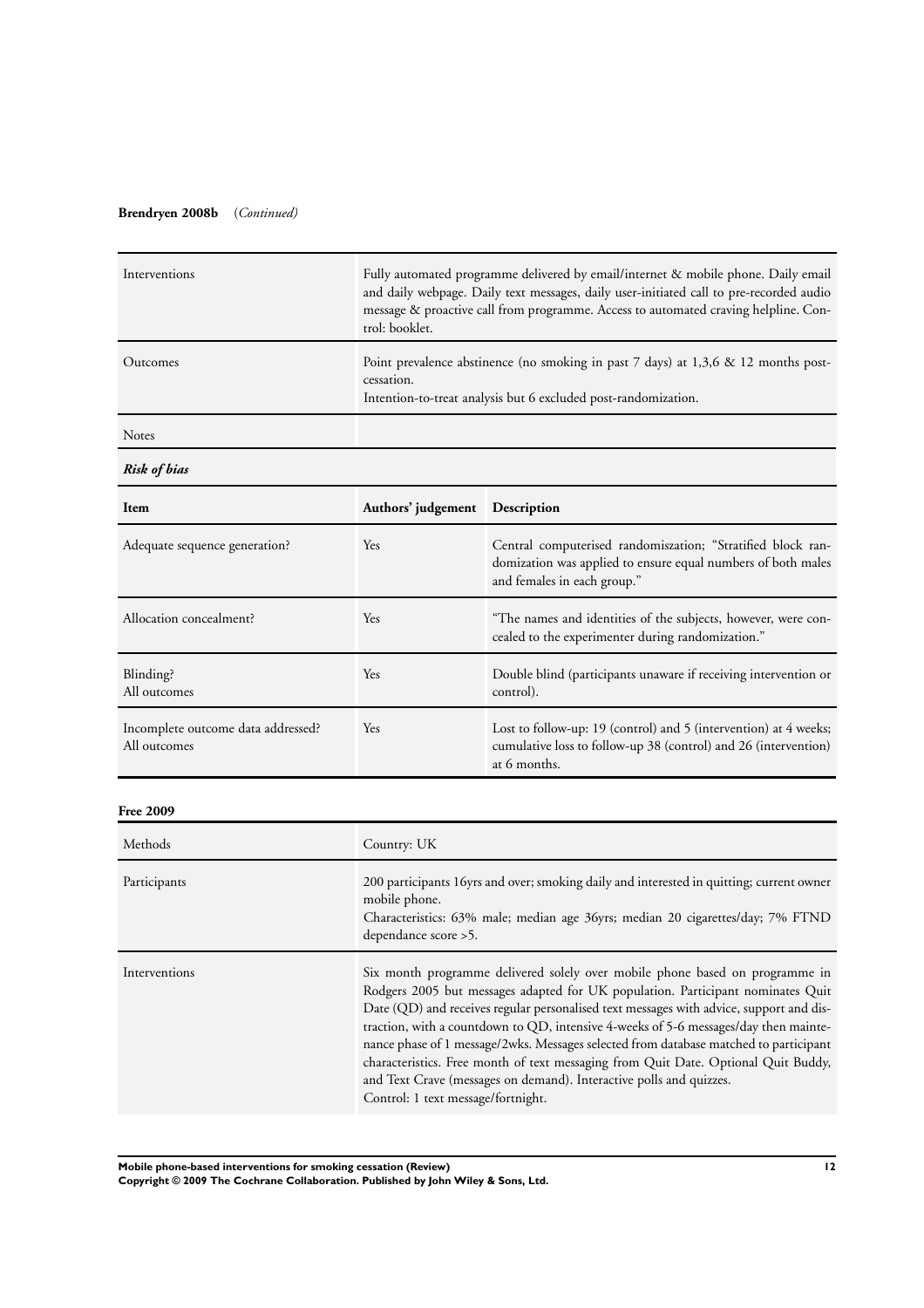**Brendryen 2008b** (*Continued*)

| | |
|---|---|
| Interventions | Fully automated programme delivered by email/internet & mobile phone. Daily email and daily webpage. Daily text messages, daily user-initiated call to pre-recorded audio message & proactive call from programme. Access to automated craving helpline. Control: booklet. |
| Outcomes | Point prevalence abstinence (no smoking in past 7 days) at 1,3,6 & 12 months post-cessation.<br>Intention-to-treat analysis but 6 excluded post-randomization. |
| Notes | |

***Risk of bias***

| Item | Authors' judgement | Description |
|---|---|---|
| Adequate sequence generation? | Yes | Central computerised randomiszation; "Stratified block randomization was applied to ensure equal numbers of both males and females in each group." |
| Allocation concealment? | Yes | "The names and identities of the subjects, however, were concealed to the experimenter during randomization." |
| Blinding?<br>All outcomes | Yes | Double blind (participants unaware if receiving intervention or control). |
| Incomplete outcome data addressed?<br>All outcomes | Yes | Lost to follow-up: 19 (control) and 5 (intervention) at 4 weeks; cumulative loss to follow-up 38 (control) and 26 (intervention) at 6 months. |

**Free 2009**

| | |
|---|---|
| Methods | Country: UK |
| Participants | 200 participants 16yrs and over; smoking daily and interested in quitting; current owner mobile phone.<br>Characteristics: 63% male; median age 36yrs; median 20 cigarettes/day; 7% FTND dependance score >5. |
| Interventions | Six month programme delivered solely over mobile phone based on programme in Rodgers 2005 but messages adapted for UK population. Participant nominates Quit Date (QD) and receives regular personalised text messages with advice, support and distraction, with a countdown to QD, intensive 4-weeks of 5-6 messages/day then maintenance phase of 1 message/2wks. Messages selected from database matched to participant characteristics. Free month of text messaging from Quit Date. Optional Quit Buddy, and Text Crave (messages on demand). Interactive polls and quizzes.<br>Control: 1 text message/fortnight. |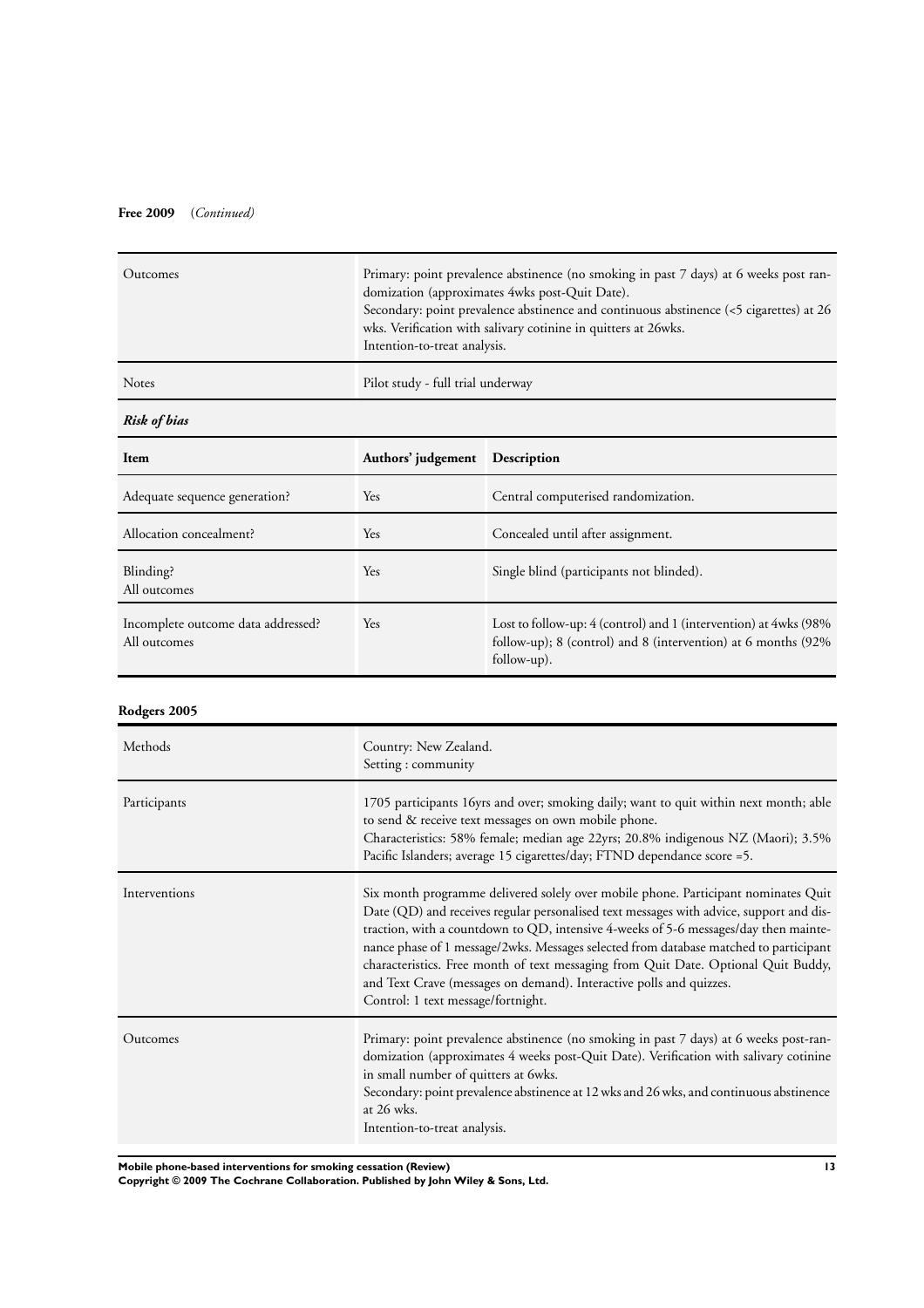**Free 2009** (*Continued*)

| | |
|---|---|
| Outcomes | Primary: point prevalence abstinence (no smoking in past 7 days) at 6 weeks post randomization (approximates 4wks post-Quit Date).<br>Secondary: point prevalence abstinence and continuous abstinence (<5 cigarettes) at 26 wks. Verification with salivary cotinine in quitters at 26wks.<br>Intention-to-treat analysis. |
| Notes | Pilot study - full trial underway |

***Risk of bias***

| Item | Authors' judgement | Description |
|---|---|---|
| Adequate sequence generation? | Yes | Central computerised randomization. |
| Allocation concealment? | Yes | Concealed until after assignment. |
| Blinding?<br>All outcomes | Yes | Single blind (participants not blinded). |
| Incomplete outcome data addressed?<br>All outcomes | Yes | Lost to follow-up: 4 (control) and 1 (intervention) at 4wks (98% follow-up); 8 (control) and 8 (intervention) at 6 months (92% follow-up). |

**Rodgers 2005**

| | |
|---|---|
| Methods | Country: New Zealand.<br>Setting : community |
| Participants | 1705 participants 16yrs and over; smoking daily; want to quit within next month; able to send & receive text messages on own mobile phone.<br>Characteristics: 58% female; median age 22yrs; 20.8% indigenous NZ (Maori); 3.5% Pacific Islanders; average 15 cigarettes/day; FTND dependance score =5. |
| Interventions | Six month programme delivered solely over mobile phone. Participant nominates Quit Date (QD) and receives regular personalised text messages with advice, support and distraction, with a countdown to QD, intensive 4-weeks of 5-6 messages/day then maintenance phase of 1 message/2wks. Messages selected from database matched to participant characteristics. Free month of text messaging from Quit Date. Optional Quit Buddy, and Text Crave (messages on demand). Interactive polls and quizzes.<br>Control: 1 text message/fortnight. |
| Outcomes | Primary: point prevalence abstinence (no smoking in past 7 days) at 6 weeks post-randomization (approximates 4 weeks post-Quit Date). Verification with salivary cotinine in small number of quitters at 6wks.<br>Secondary: point prevalence abstinence at 12 wks and 26 wks, and continuous abstinence at 26 wks.<br>Intention-to-treat analysis. |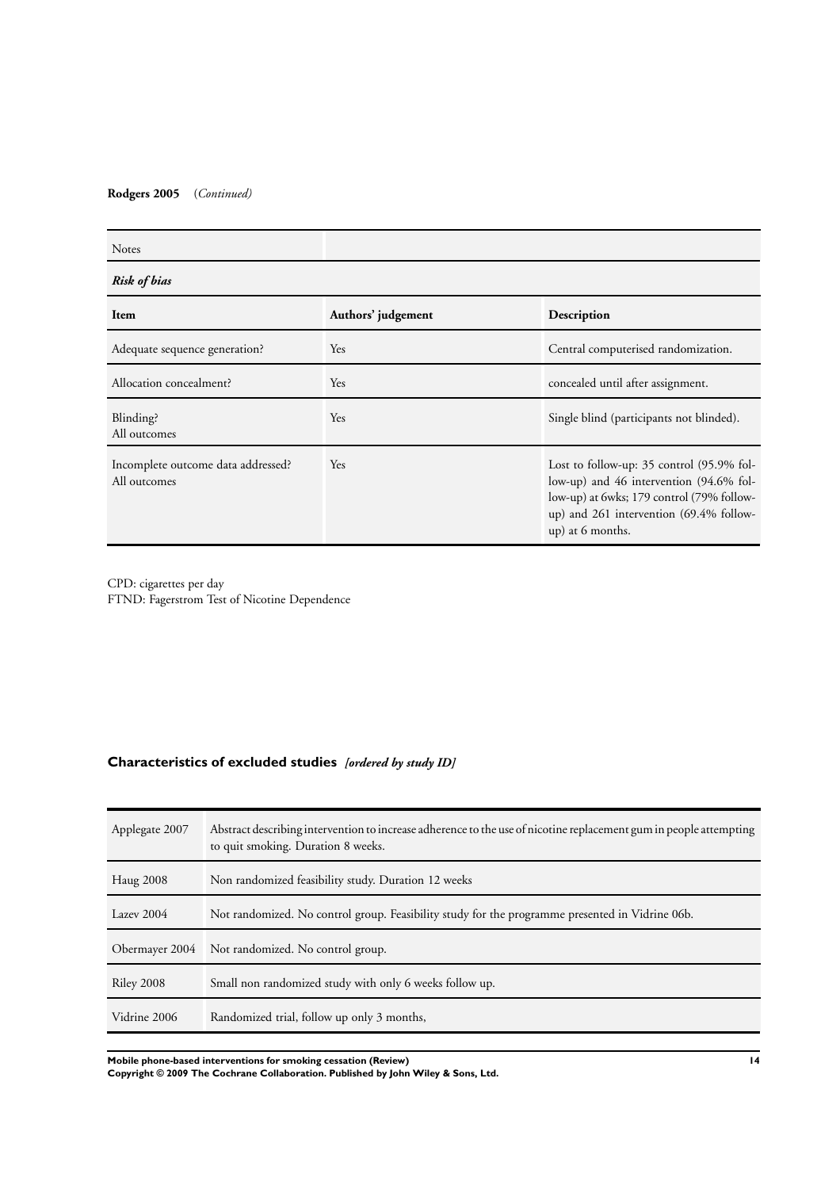**Rodgers 2005** (*Continued*)

| Notes | | |
|---|---|---|
| ***Risk of bias*** | | |
| **Item** | **Authors' judgement** | **Description** |
| Adequate sequence generation? | Yes | Central computerised randomization. |
| Allocation concealment? | Yes | concealed until after assignment. |
| Blinding?<br>All outcomes | Yes | Single blind (participants not blinded). |
| Incomplete outcome data addressed?<br>All outcomes | Yes | Lost to follow-up: 35 control (95.9% follow-up) and 46 intervention (94.6% follow-up) at 6wks; 179 control (79% follow-up) and 261 intervention (69.4% follow-up) at 6 months. |

CPD: cigarettes per day
FTND: Fagerstrom Test of Nicotine Dependence

## Characteristics of excluded studies *[ordered by study ID]*

| Study | Reason for exclusion |
|---|---|
| Applegate 2007 | Abstract describing intervention to increase adherence to the use of nicotine replacement gum in people attempting to quit smoking. Duration 8 weeks. |
| Haug 2008 | Non randomized feasibility study. Duration 12 weeks |
| Lazev 2004 | Not randomized. No control group. Feasibility study for the programme presented in Vidrine 06b. |
| Obermayer 2004 | Not randomized. No control group. |
| Riley 2008 | Small non randomized study with only 6 weeks follow up. |
| Vidrine 2006 | Randomized trial, follow up only 3 months, |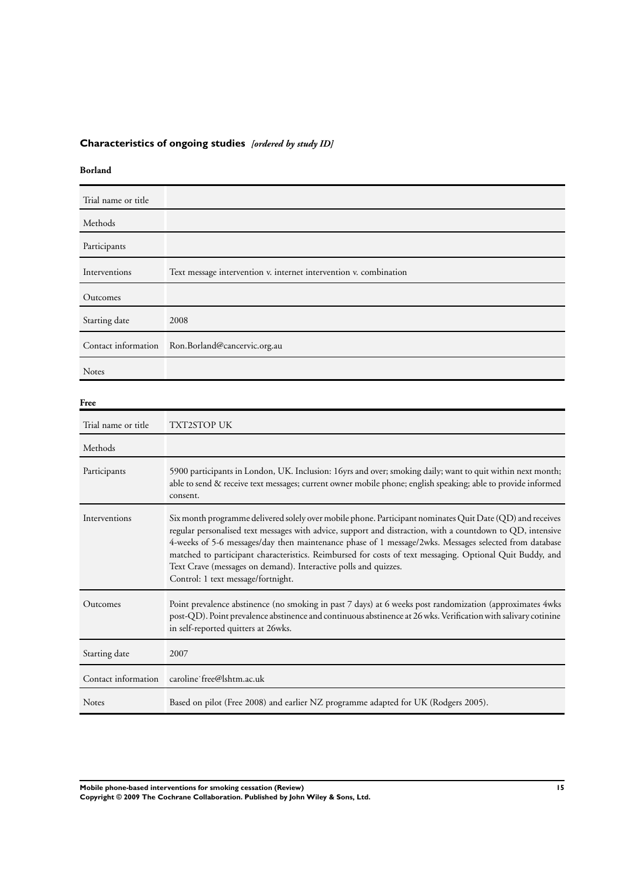## Characteristics of ongoing studies *[ordered by study ID]*

**Borland**

| | |
|---|---|
| Trial name or title | |
| Methods | |
| Participants | |
| Interventions | Text message intervention v. internet intervention v. combination |
| Outcomes | |
| Starting date | 2008 |
| Contact information | Ron.Borland@cancervic.org.au |
| Notes | |

**Free**

| | |
|---|---|
| Trial name or title | TXT2STOP UK |
| Methods | |
| Participants | 5900 participants in London, UK. Inclusion: 16yrs and over; smoking daily; want to quit within next month; able to send & receive text messages; current owner mobile phone; english speaking; able to provide informed consent. |
| Interventions | Six month programme delivered solely over mobile phone. Participant nominates Quit Date (QD) and receives regular personalised text messages with advice, support and distraction, with a countdown to QD, intensive 4-weeks of 5-6 messages/day then maintenance phase of 1 message/2wks. Messages selected from database matched to participant characteristics. Reimbursed for costs of text messaging. Optional Quit Buddy, and Text Crave (messages on demand). Interactive polls and quizzes.<br>Control: 1 text message/fortnight. |
| Outcomes | Point prevalence abstinence (no smoking in past 7 days) at 6 weeks post randomization (approximates 4wks post-QD). Point prevalence abstinence and continuous abstinence at 26 wks. Verification with salivary cotinine in self-reported quitters at 26wks. |
| Starting date | 2007 |
| Contact information | caroline˙free@lshtm.ac.uk |
| Notes | Based on pilot (Free 2008) and earlier NZ programme adapted for UK (Rodgers 2005). |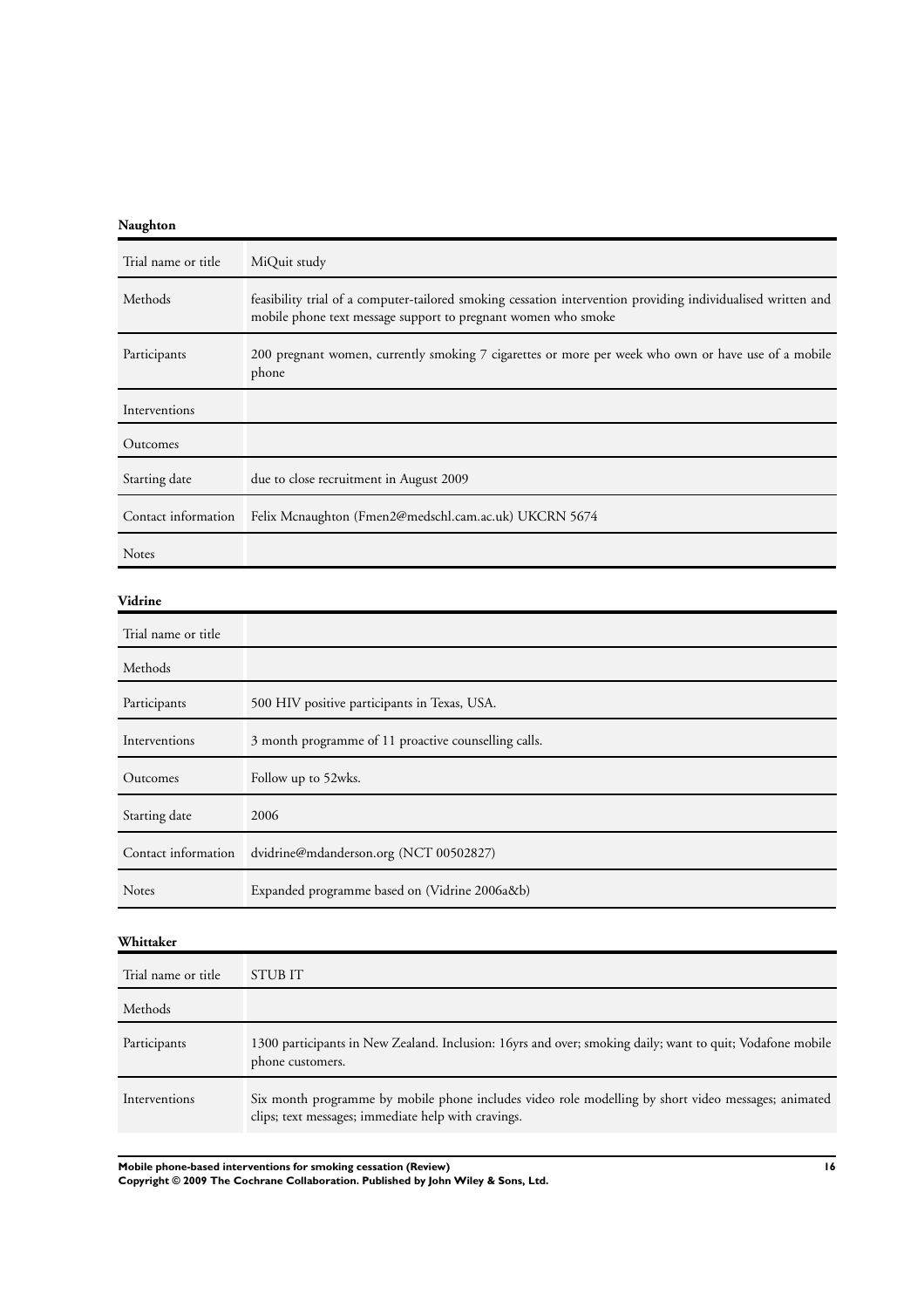**Naughton**

| Trial name or title | MiQuit study |
|---|---|
| Methods | feasibility trial of a computer-tailored smoking cessation intervention providing individualised written and mobile phone text message support to pregnant women who smoke |
| Participants | 200 pregnant women, currently smoking 7 cigarettes or more per week who own or have use of a mobile phone |
| Interventions | |
| Outcomes | |
| Starting date | due to close recruitment in August 2009 |
| Contact information | Felix Mcnaughton (Fmen2@medschl.cam.ac.uk) UKCRN 5674 |
| Notes | |

**Vidrine**

| Trial name or title | |
|---|---|
| Methods | |
| Participants | 500 HIV positive participants in Texas, USA. |
| Interventions | 3 month programme of 11 proactive counselling calls. |
| Outcomes | Follow up to 52wks. |
| Starting date | 2006 |
| Contact information | dvidrine@mdanderson.org (NCT 00502827) |
| Notes | Expanded programme based on (Vidrine 2006a&b) |

**Whittaker**

| Trial name or title | STUB IT |
|---|---|
| Methods | |
| Participants | 1300 participants in New Zealand. Inclusion: 16yrs and over; smoking daily; want to quit; Vodafone mobile phone customers. |
| Interventions | Six month programme by mobile phone includes video role modelling by short video messages; animated clips; text messages; immediate help with cravings. |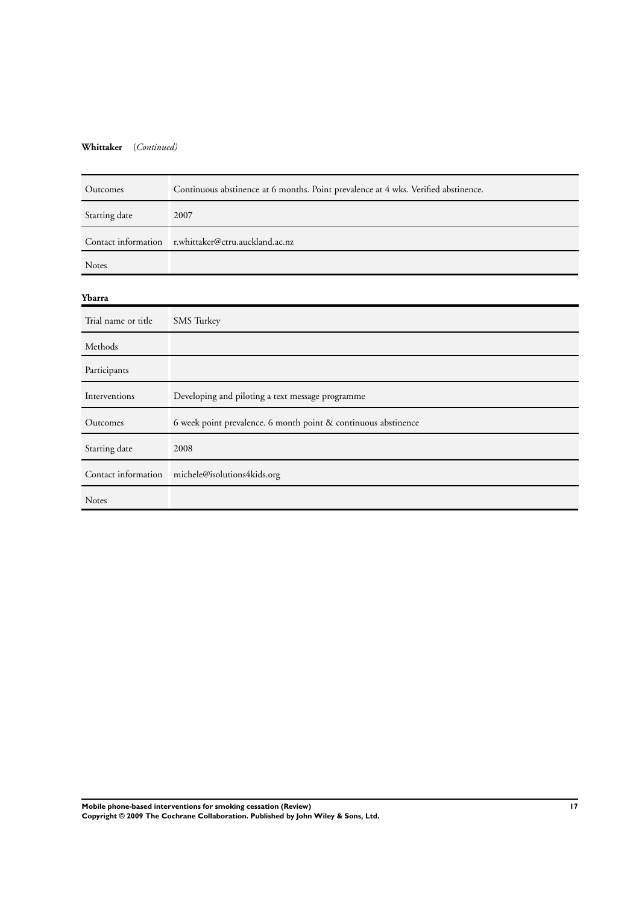**Whittaker** (*Continued*)

| | |
|---|---|
| Outcomes | Continuous abstinence at 6 months. Point prevalence at 4 wks. Verified abstinence. |
| Starting date | 2007 |
| Contact information | r.whittaker@ctru.auckland.ac.nz |
| Notes | |

**Ybarra**

| | |
|---|---|
| Trial name or title | SMS Turkey |
| Methods | |
| Participants | |
| Interventions | Developing and piloting a text message programme |
| Outcomes | 6 week point prevalence. 6 month point & continuous abstinence |
| Starting date | 2008 |
| Contact information | michele@isolutions4kids.org |
| Notes | |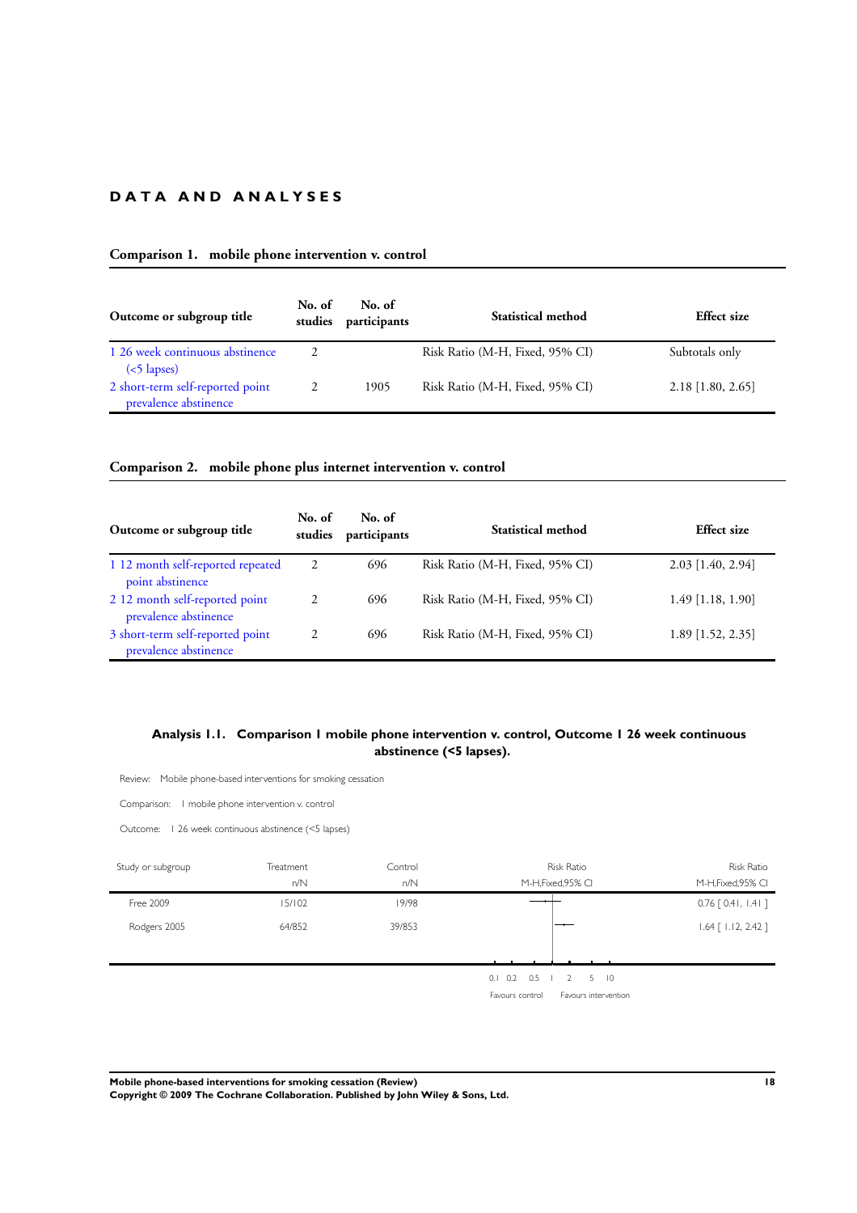# DATA AND ANALYSES

### Comparison 1. mobile phone intervention v. control

| Outcome or subgroup title | No. of studies | No. of participants | Statistical method | Effect size |
|---|---|---|---|---|
| 1 26 week continuous abstinence (<5 lapses) | 2 | | Risk Ratio (M-H, Fixed, 95% CI) | Subtotals only |
| 2 short-term self-reported point prevalence abstinence | 2 | 1905 | Risk Ratio (M-H, Fixed, 95% CI) | 2.18 [1.80, 2.65] |

### Comparison 2. mobile phone plus internet intervention v. control

| Outcome or subgroup title | No. of studies | No. of participants | Statistical method | Effect size |
|---|---|---|---|---|
| 1 12 month self-reported repeated point abstinence | 2 | 696 | Risk Ratio (M-H, Fixed, 95% CI) | 2.03 [1.40, 2.94] |
| 2 12 month self-reported point prevalence abstinence | 2 | 696 | Risk Ratio (M-H, Fixed, 95% CI) | 1.49 [1.18, 1.90] |
| 3 short-term self-reported point prevalence abstinence | 2 | 696 | Risk Ratio (M-H, Fixed, 95% CI) | 1.89 [1.52, 2.35] |

### Analysis 1.1. Comparison 1 mobile phone intervention v. control, Outcome 1 26 week continuous abstinence (<5 lapses).

Review: Mobile phone-based interventions for smoking cessation

Comparison: 1 mobile phone intervention v. control

Outcome: 1 26 week continuous abstinence (<5 lapses)

| Study or subgroup | Treatment n/N | Control n/N | Risk Ratio M-H,Fixed,95% CI |
|---|---|---|---|
| Free 2009 | 15/102 | 19/98 | 0.76 [ 0.41, 1.41 ] |
| Rodgers 2005 | 64/852 | 39/853 | 1.64 [ 1.12, 2.42 ] |

0.1 0.2 0.5 1 2 5 10

Favours control Favours intervention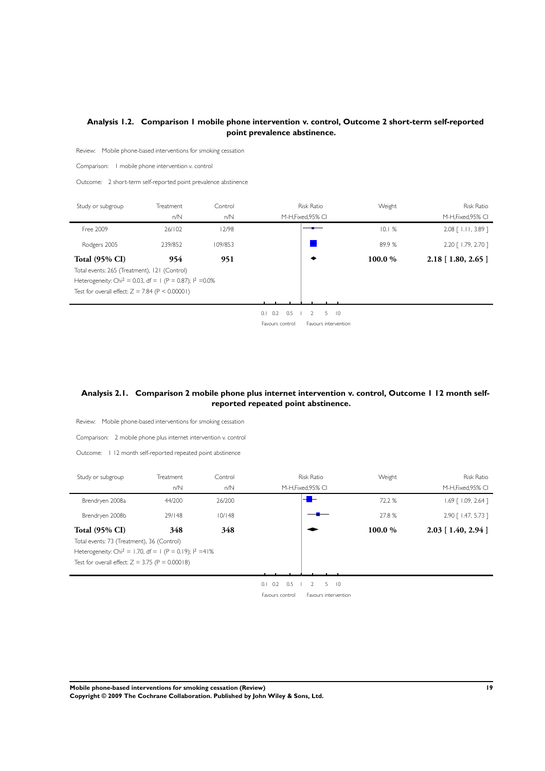## Analysis 1.2. Comparison 1 mobile phone intervention v. control, Outcome 2 short-term self-reported point prevalence abstinence.

Review: Mobile phone-based interventions for smoking cessation

Comparison: 1 mobile phone intervention v. control

Outcome: 2 short-term self-reported point prevalence abstinence

| Study or subgroup | Treatment n/N | Control n/N | Risk Ratio M-H,Fixed,95% CI | Weight | Risk Ratio M-H,Fixed,95% CI |
|---|---|---|---|---|---|
| Free 2009 | 26/102 | 12/98 | | 10.1 % | 2.08 [ 1.11, 3.89 ] |
| Rodgers 2005 | 239/852 | 109/853 | | 89.9 % | 2.20 [ 1.79, 2.70 ] |
| **Total (95% CI)** | **954** | **951** | | **100.0 %** | **2.18 [ 1.80, 2.65 ]** |

Total events: 265 (Treatment), 121 (Control)

Heterogeneity: $Chi^2 = 0.03$, $df = 1$ ($P = 0.87$); $I^2 = 0.0\%$

Test for overall effect: $Z = 7.84$ ($P < 0.00001$)

0.1 0.2 0.5 1 2 5 10

Favours control — Favours intervention

## Analysis 2.1. Comparison 2 mobile phone plus internet intervention v. control, Outcome 1 12 month self-reported repeated point abstinence.

Review: Mobile phone-based interventions for smoking cessation

Comparison: 2 mobile phone plus internet intervention v. control

Outcome: 1 12 month self-reported repeated point abstinence

| Study or subgroup | Treatment n/N | Control n/N | Risk Ratio M-H,Fixed,95% CI | Weight | Risk Ratio M-H,Fixed,95% CI |
|---|---|---|---|---|---|
| Brendryen 2008a | 44/200 | 26/200 | | 72.2 % | 1.69 [ 1.09, 2.64 ] |
| Brendryen 2008b | 29/148 | 10/148 | | 27.8 % | 2.90 [ 1.47, 5.73 ] |
| **Total (95% CI)** | **348** | **348** | | **100.0 %** | **2.03 [ 1.40, 2.94 ]** |

Total events: 73 (Treatment), 36 (Control)

Heterogeneity: $Chi^2 = 1.70$, $df = 1$ ($P = 0.19$); $I^2 = 41\%$

Test for overall effect: $Z = 3.75$ ($P = 0.00018$)

0.1 0.2 0.5 1 2 5 10

Favours control — Favours intervention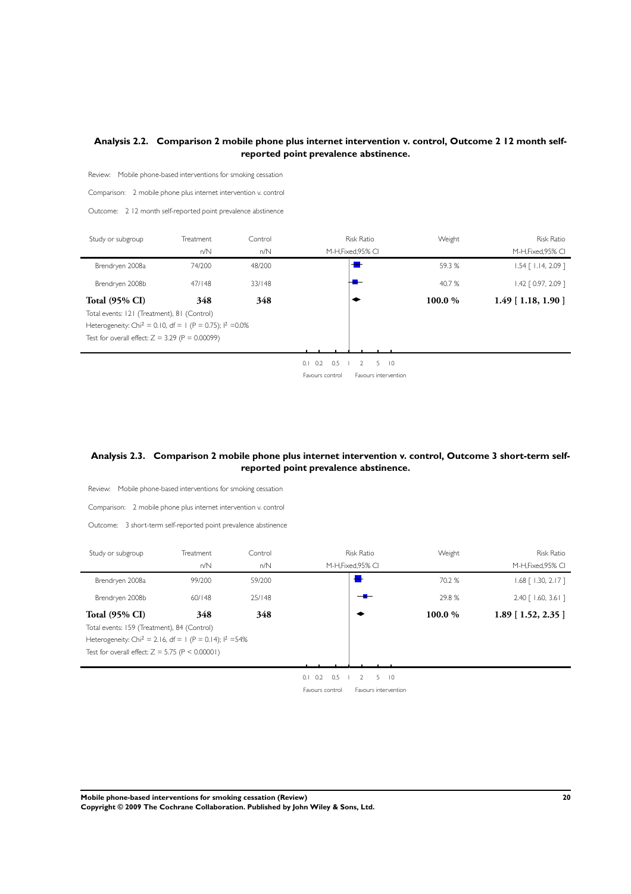### Analysis 2.2. Comparison 2 mobile phone plus internet intervention v. control, Outcome 2 12 month self-reported point prevalence abstinence.

Review: Mobile phone-based interventions for smoking cessation

Comparison: 2 mobile phone plus internet intervention v. control

Outcome: 2 12 month self-reported point prevalence abstinence

| Study or subgroup | Treatment n/N | Control n/N | Risk Ratio M-H,Fixed,95% CI | Weight | Risk Ratio M-H,Fixed,95% CI |
|---|---|---|---|---|---|
| Brendryen 2008a | 74/200 | 48/200 | | 59.3 % | 1.54 [ 1.14, 2.09 ] |
| Brendryen 2008b | 47/148 | 33/148 | | 40.7 % | 1.42 [ 0.97, 2.09 ] |
| **Total (95% CI)** | **348** | **348** | | **100.0 %** | **1.49 [ 1.18, 1.90 ]** |

Total events: 121 (Treatment), 81 (Control)

Heterogeneity: $Chi^2 = 0.10$, df = 1 (P = 0.75); $I^2$ =0.0%

Test for overall effect: Z = 3.29 (P = 0.00099)

0.1 0.2 0.5 1 2 5 10

Favours control Favours intervention

### Analysis 2.3. Comparison 2 mobile phone plus internet intervention v. control, Outcome 3 short-term self-reported point prevalence abstinence.

Review: Mobile phone-based interventions for smoking cessation

Comparison: 2 mobile phone plus internet intervention v. control

Outcome: 3 short-term self-reported point prevalence abstinence

| Study or subgroup | Treatment n/N | Control n/N | Risk Ratio M-H,Fixed,95% CI | Weight | Risk Ratio M-H,Fixed,95% CI |
|---|---|---|---|---|---|
| Brendryen 2008a | 99/200 | 59/200 | | 70.2 % | 1.68 [ 1.30, 2.17 ] |
| Brendryen 2008b | 60/148 | 25/148 | | 29.8 % | 2.40 [ 1.60, 3.61 ] |
| **Total (95% CI)** | **348** | **348** | | **100.0 %** | **1.89 [ 1.52, 2.35 ]** |

Total events: 159 (Treatment), 84 (Control)

Heterogeneity: $Chi^2 = 2.16$, df = 1 (P = 0.14); $I^2$ =54%

Test for overall effect: Z = 5.75 (P < 0.00001)

0.1 0.2 0.5 1 2 5 10

Favours control Favours intervention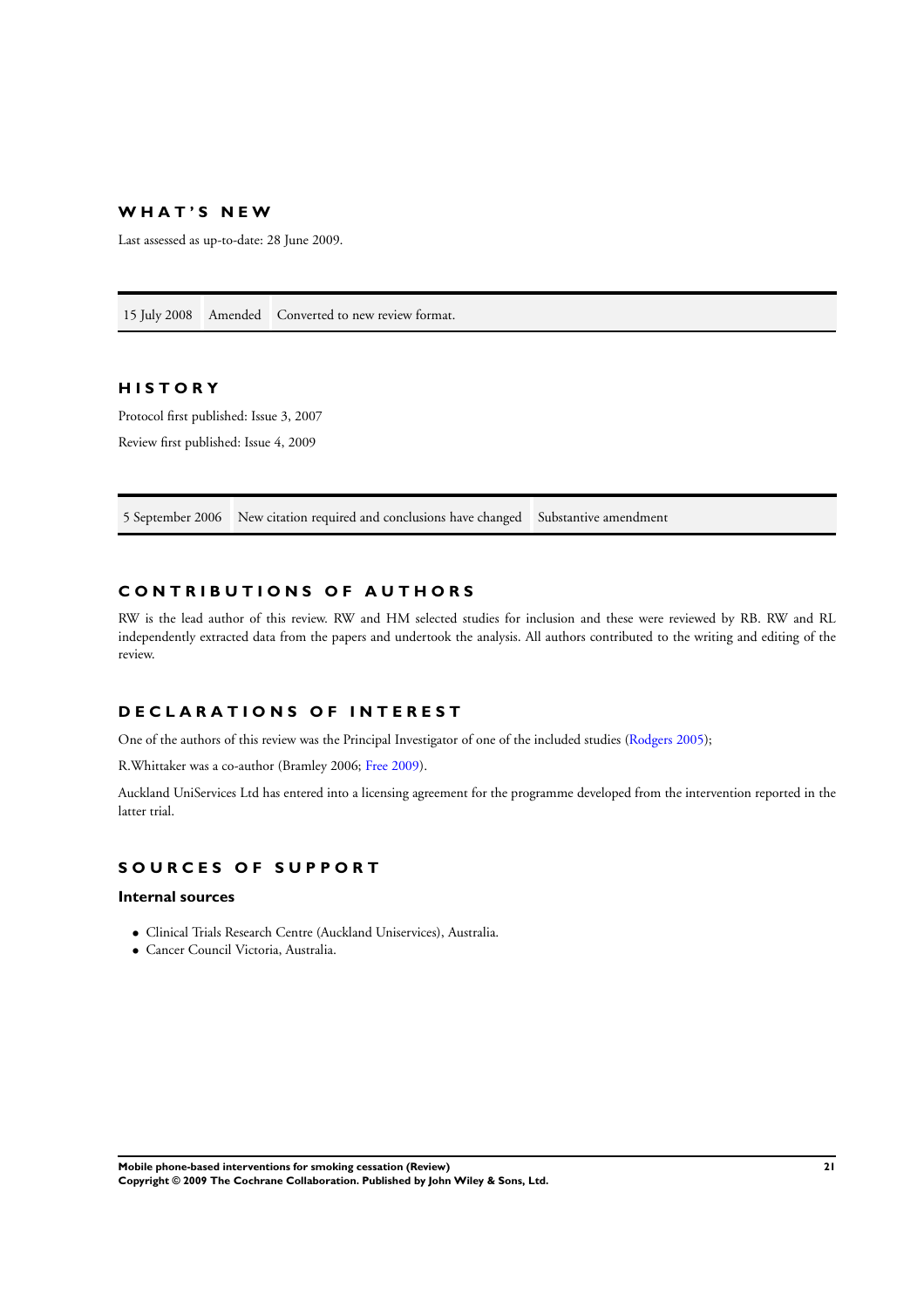## WHAT'S NEW

Last assessed as up-to-date: 28 June 2009.

| | | |
|---|---|---|
| 15 July 2008 | Amended | Converted to new review format. |

## HISTORY

Protocol first published: Issue 3, 2007

Review first published: Issue 4, 2009

| | | |
|---|---|---|
| 5 September 2006 | New citation required and conclusions have changed | Substantive amendment |

## CONTRIBUTIONS OF AUTHORS

RW is the lead author of this review. RW and HM selected studies for inclusion and these were reviewed by RB. RW and RL independently extracted data from the papers and undertook the analysis. All authors contributed to the writing and editing of the review.

## DECLARATIONS OF INTEREST

One of the authors of this review was the Principal Investigator of one of the included studies (Rodgers 2005);

R.Whittaker was a co-author (Bramley 2006; Free 2009).

Auckland UniServices Ltd has entered into a licensing agreement for the programme developed from the intervention reported in the latter trial.

## SOURCES OF SUPPORT

### Internal sources

- Clinical Trials Research Centre (Auckland Uniservices), Australia.
- Cancer Council Victoria, Australia.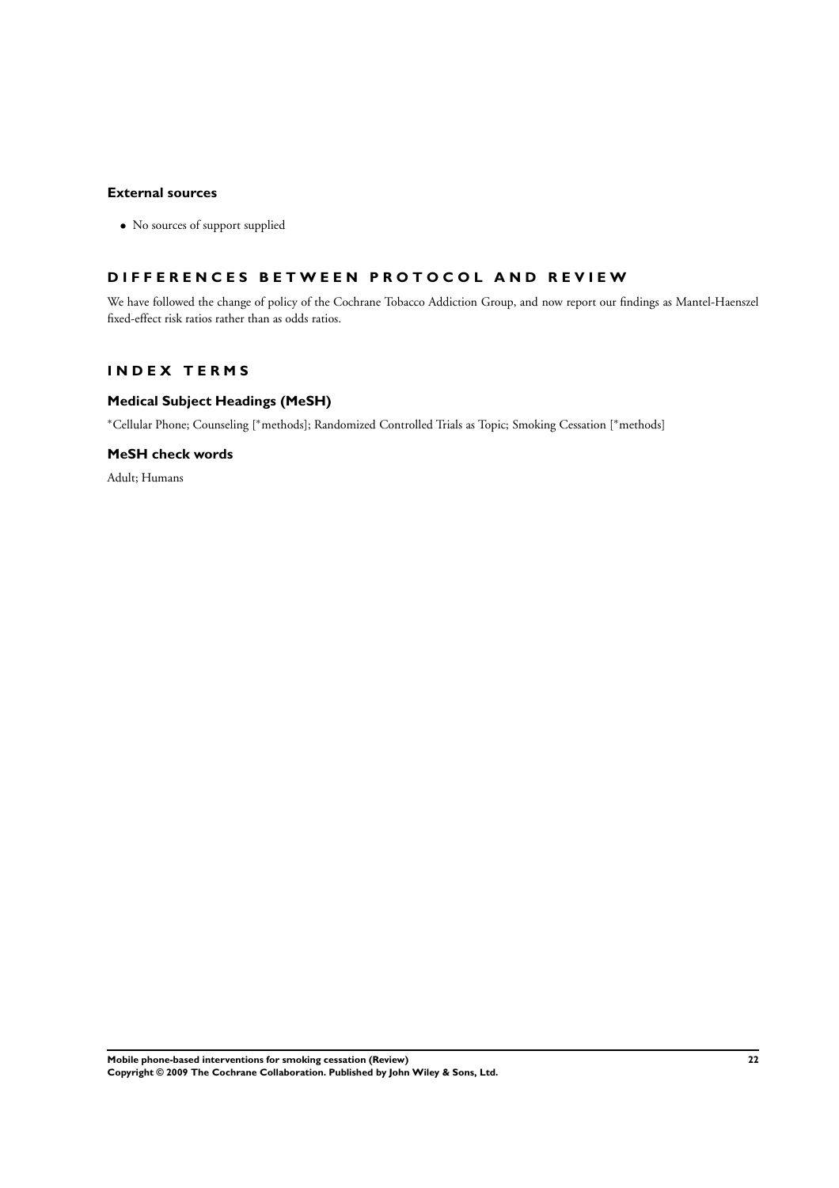### External sources

- No sources of support supplied

## DIFFERENCES BETWEEN PROTOCOL AND REVIEW

We have followed the change of policy of the Cochrane Tobacco Addiction Group, and now report our findings as Mantel-Haenszel fixed-effect risk ratios rather than as odds ratios.

## INDEX TERMS

### Medical Subject Headings (MeSH)

*Cellular Phone; Counseling [*methods]; Randomized Controlled Trials as Topic; Smoking Cessation [*methods]

### MeSH check words

Adult; Humans